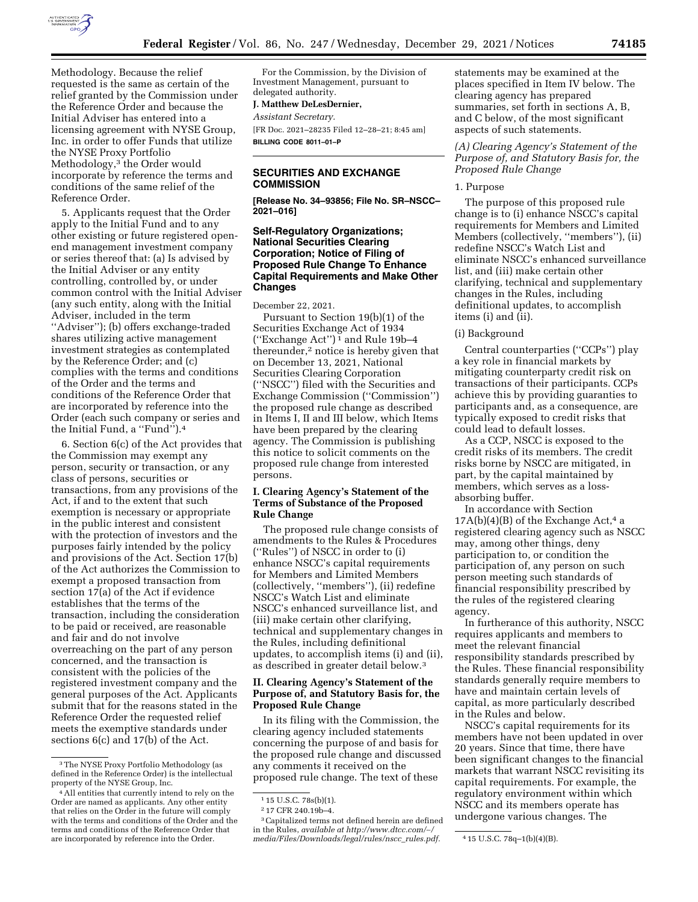Methodology. Because the relief requested is the same as certain of the relief granted by the Commission under the Reference Order and because the Initial Adviser has entered into a licensing agreement with NYSE Group, Inc. in order to offer Funds that utilize the NYSE Proxy Portfolio Methodology,[3] the Order would incorporate by reference the terms and conditions of the same relief of the Reference Order.

5. Applicants request that the Order apply to the Initial Fund and to any other existing or future registered open-end management investment company or series thereof that: (a) Is advised by the Initial Adviser or any entity controlling, controlled by, or under common control with the Initial Adviser (any such entity, along with the Initial Adviser, included in the term ''Adviser''); (b) offers exchange-traded shares utilizing active management investment strategies as contemplated by the Reference Order; and (c) complies with the terms and conditions of the Order and the terms and conditions of the Reference Order that are incorporated by reference into the Order (each such company or series and the Initial Fund, a ''Fund'').[4]

6. Section 6(c) of the Act provides that the Commission may exempt any person, security or transaction, or any class of persons, securities or transactions, from any provisions of the Act, if and to the extent that such exemption is necessary or appropriate in the public interest and consistent with the protection of investors and the purposes fairly intended by the policy and provisions of the Act. Section 17(b) of the Act authorizes the Commission to exempt a proposed transaction from section 17(a) of the Act if evidence establishes that the terms of the transaction, including the consideration to be paid or received, are reasonable and fair and do not involve overreaching on the part of any person concerned, and the transaction is consistent with the policies of the registered investment company and the general purposes of the Act. Applicants submit that for the reasons stated in the Reference Order the requested relief meets the exemptive standards under sections 6(c) and 17(b) of the Act.

[3] The NYSE Proxy Portfolio Methodology (as defined in the Reference Order) is the intellectual property of the NYSE Group, Inc.

[4] All entities that currently intend to rely on the Order are named as applicants. Any other entity that relies on the Order in the future will comply with the terms and conditions of the Order and the terms and conditions of the Reference Order that are incorporated by reference into the Order.

For the Commission, by the Division of Investment Management, pursuant to delegated authority.

**J. Matthew DeLesDernier,**

*Assistant Secretary.*

[FR Doc. 2021–28235 Filed 12–28–21; 8:45 am]

**BILLING CODE 8011–01–P**

---

## SECURITIES AND EXCHANGE COMMISSION

**[Release No. 34–93856; File No. SR–NSCC–2021–016]**

## Self-Regulatory Organizations; National Securities Clearing Corporation; Notice of Filing of Proposed Rule Change To Enhance Capital Requirements and Make Other Changes

December 22, 2021.

Pursuant to Section 19(b)(1) of the Securities Exchange Act of 1934 (''Exchange Act'')[1] and Rule 19b–4 thereunder,[2] notice is hereby given that on December 13, 2021, National Securities Clearing Corporation (''NSCC'') filed with the Securities and Exchange Commission (''Commission'') the proposed rule change as described in Items I, II and III below, which Items have been prepared by the clearing agency. The Commission is publishing this notice to solicit comments on the proposed rule change from interested persons.

### I. Clearing Agency's Statement of the Terms of Substance of the Proposed Rule Change

The proposed rule change consists of amendments to the Rules & Procedures (''Rules'') of NSCC in order to (i) enhance NSCC's capital requirements for Members and Limited Members (collectively, ''members''), (ii) redefine NSCC's Watch List and eliminate NSCC's enhanced surveillance list, and (iii) make certain other clarifying, technical and supplementary changes in the Rules, including definitional updates, to accomplish items (i) and (ii), as described in greater detail below.[3]

### II. Clearing Agency's Statement of the Purpose of, and Statutory Basis for, the Proposed Rule Change

In its filing with the Commission, the clearing agency included statements concerning the purpose of and basis for the proposed rule change and discussed any comments it received on the proposed rule change. The text of these statements may be examined at the places specified in Item IV below. The clearing agency has prepared summaries, set forth in sections A, B, and C below, of the most significant aspects of such statements.

[1] 15 U.S.C. 78s(b)(1).

[2] 17 CFR 240.19b–4.

[3] Capitalized terms not defined herein are defined in the Rules, *available at http://www.dtcc.com/~/media/Files/Downloads/legal/rules/nscc_rules.pdf.*

*(A) Clearing Agency's Statement of the Purpose of, and Statutory Basis for, the Proposed Rule Change*

1. Purpose

The purpose of this proposed rule change is to (i) enhance NSCC's capital requirements for Members and Limited Members (collectively, ''members''), (ii) redefine NSCC's Watch List and eliminate NSCC's enhanced surveillance list, and (iii) make certain other clarifying, technical and supplementary changes in the Rules, including definitional updates, to accomplish items (i) and (ii).

(i) Background

Central counterparties (''CCPs'') play a key role in financial markets by mitigating counterparty credit risk on transactions of their participants. CCPs achieve this by providing guarantees to participants and, as a consequence, are typically exposed to credit risks that could lead to default losses.

As a CCP, NSCC is exposed to the credit risks of its members. The credit risks borne by NSCC are mitigated, in part, by the capital maintained by members, which serves as a loss-absorbing buffer.

In accordance with Section 17A(b)(4)(B) of the Exchange Act,[4] a registered clearing agency such as NSCC may, among other things, deny participation to, or condition the participation of, any person on such person meeting such standards of financial responsibility prescribed by the rules of the registered clearing agency.

In furtherance of this authority, NSCC requires applicants and members to meet the relevant financial responsibility standards prescribed by the Rules. These financial responsibility standards generally require members to have and maintain certain levels of capital, as more particularly described in the Rules and below.

NSCC's capital requirements for its members have not been updated in over 20 years. Since that time, there have been significant changes to the financial markets that warrant NSCC revisiting its capital requirements. For example, the regulatory environment within which NSCC and its members operate has undergone various changes. The

[4] 15 U.S.C. 78q–1(b)(4)(B).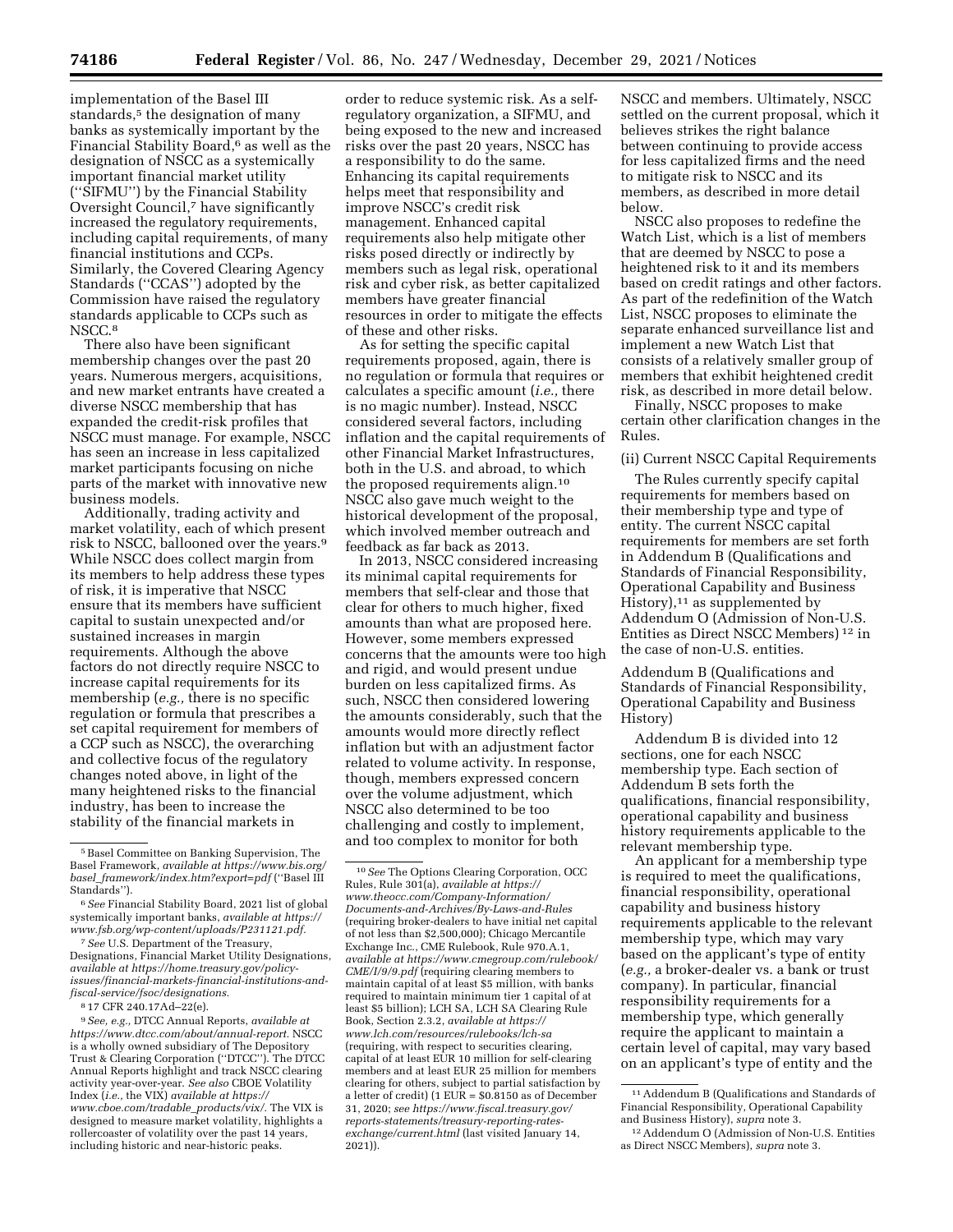implementation of the Basel III standards,[5] the designation of many banks as systemically important by the Financial Stability Board,[6] as well as the designation of NSCC as a systemically important financial market utility (''SIFMU'') by the Financial Stability Oversight Council,[7] have significantly increased the regulatory requirements, including capital requirements, of many financial institutions and CCPs. Similarly, the Covered Clearing Agency Standards (''CCAS'') adopted by the Commission have raised the regulatory standards applicable to CCPs such as NSCC.[8]

There also have been significant membership changes over the past 20 years. Numerous mergers, acquisitions, and new market entrants have created a diverse NSCC membership that has expanded the credit-risk profiles that NSCC must manage. For example, NSCC has seen an increase in less capitalized market participants focusing on niche parts of the market with innovative new business models.

Additionally, trading activity and market volatility, each of which present risk to NSCC, ballooned over the years.[9] While NSCC does collect margin from its members to help address these types of risk, it is imperative that NSCC ensure that its members have sufficient capital to sustain unexpected and/or sustained increases in margin requirements. Although the above factors do not directly require NSCC to increase capital requirements for its membership (*e.g.,* there is no specific regulation or formula that prescribes a set capital requirement for members of a CCP such as NSCC), the overarching and collective focus of the regulatory changes noted above, in light of the many heightened risks to the financial industry, has been to increase the stability of the financial markets in order to reduce systemic risk. As a self-regulatory organization, a SIFMU, and being exposed to the new and increased risks over the past 20 years, NSCC has a responsibility to do the same. Enhancing its capital requirements helps meet that responsibility and improve NSCC's credit risk management. Enhanced capital requirements also help mitigate other risks posed directly or indirectly by members such as legal risk, operational risk and cyber risk, as better capitalized members have greater financial resources in order to mitigate the effects of these and other risks.

As for setting the specific capital requirements proposed, again, there is no regulation or formula that requires or calculates a specific amount (*i.e.,* there is no magic number). Instead, NSCC considered several factors, including inflation and the capital requirements of other Financial Market Infrastructures, both in the U.S. and abroad, to which the proposed requirements align.[10] NSCC also gave much weight to the historical development of the proposal, which involved member outreach and feedback as far back as 2013.

In 2013, NSCC considered increasing its minimal capital requirements for members that self-clear and those that clear for others to much higher, fixed amounts than what are proposed here. However, some members expressed concerns that the amounts were too high and rigid, and would present undue burden on less capitalized firms. As such, NSCC then considered lowering the amounts considerably, such that the amounts would more directly reflect inflation but with an adjustment factor related to volume activity. In response, though, members expressed concern over the volume adjustment, which NSCC also determined to be too challenging and costly to implement, and too complex to monitor for both NSCC and members. Ultimately, NSCC settled on the current proposal, which it believes strikes the right balance between continuing to provide access for less capitalized firms and the need to mitigate risk to NSCC and its members, as described in more detail below.

NSCC also proposes to redefine the Watch List, which is a list of members that are deemed by NSCC to pose a heightened risk to it and its members based on credit ratings and other factors. As part of the redefinition of the Watch List, NSCC proposes to eliminate the separate enhanced surveillance list and implement a new Watch List that consists of a relatively smaller group of members that exhibit heightened credit risk, as described in more detail below.

Finally, NSCC proposes to make certain other clarification changes in the Rules.

(ii) Current NSCC Capital Requirements

The Rules currently specify capital requirements for members based on their membership type and type of entity. The current NSCC capital requirements for members are set forth in Addendum B (Qualifications and Standards of Financial Responsibility, Operational Capability and Business History),[11] as supplemented by Addendum O (Admission of Non-U.S. Entities as Direct NSCC Members)[12] in the case of non-U.S. entities.

Addendum B (Qualifications and Standards of Financial Responsibility, Operational Capability and Business History)

Addendum B is divided into 12 sections, one for each NSCC membership type. Each section of Addendum B sets forth the qualifications, financial responsibility, operational capability and business history requirements applicable to the relevant membership type.

An applicant for a membership type is required to meet the qualifications, financial responsibility, operational capability and business history requirements applicable to the relevant membership type, which may vary based on the applicant's type of entity (*e.g.,* a broker-dealer vs. a bank or trust company). In particular, financial responsibility requirements for a membership type, which generally require the applicant to maintain a certain level of capital, may vary based on an applicant's type of entity and the

---

[5] Basel Committee on Banking Supervision, The Basel Framework, *available at https://www.bis.org/basel_framework/index.htm?export=pdf* (''Basel III Standards'').

[6] *See* Financial Stability Board, 2021 list of global systemically important banks, *available at https://www.fsb.org/wp-content/uploads/P231121.pdf.*

[7] *See* U.S. Department of the Treasury, Designations, Financial Market Utility Designations, *available at https://home.treasury.gov/policy-issues/financial-markets-financial-institutions-and-fiscal-service/fsoc/designations.*

[8] 17 CFR 240.17Ad–22(e).

[9] *See, e.g.,* DTCC Annual Reports, *available at https://www.dtcc.com/about/annual-report.* NSCC is a wholly owned subsidiary of The Depository Trust & Clearing Corporation (''DTCC''). The DTCC Annual Reports highlight and track NSCC clearing activity year-over-year. *See also* CBOE Volatility Index (*i.e.,* the VIX) *available at https://www.cboe.com/tradable_products/vix/.* The VIX is designed to measure market volatility, highlights a rollercoaster of volatility over the past 14 years, including historic and near-historic peaks.

[10] *See* The Options Clearing Corporation, OCC Rules, Rule 301(a), *available at https://www.theocc.com/Company-Information/Documents-and-Archives/By-Laws-and-Rules* (requiring broker-dealers to have initial net capital of not less than $2,500,000); Chicago Mercantile Exchange Inc., CME Rulebook, Rule 970.A.1, *available at https://www.cmegroup.com/rulebook/CME/I/9/9.pdf* (requiring clearing members to maintain capital of at least $5 million, with banks required to maintain minimum tier 1 capital of at least $5 billion); LCH SA, LCH SA Clearing Rule Book, Section 2.3.2, *available at https://www.lch.com/resources/rulebooks/lch-sa* (requiring, with respect to securities clearing, capital of at least EUR 10 million for self-clearing members and at least EUR 25 million for members clearing for others, subject to partial satisfaction by a letter of credit) (1 EUR = $0.8150 as of December 31, 2020; *see https://www.fiscal.treasury.gov/reports-statements/treasury-reporting-rates-exchange/current.html* (last visited January 14, 2021)).

[11] Addendum B (Qualifications and Standards of Financial Responsibility, Operational Capability and Business History), *supra* note 3.

[12] Addendum O (Admission of Non-U.S. Entities as Direct NSCC Members), *supra* note 3.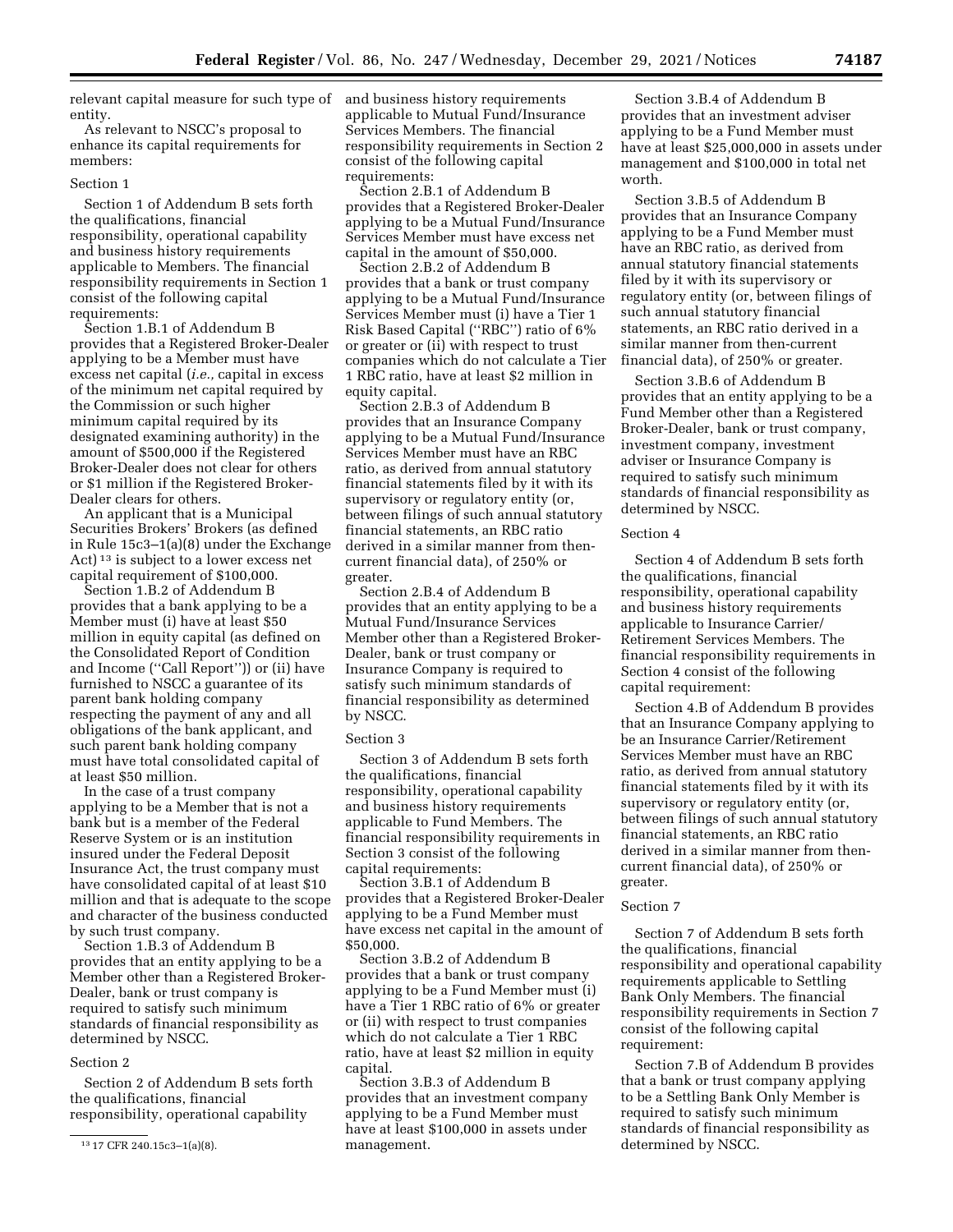relevant capital measure for such type of entity.

As relevant to NSCC's proposal to enhance its capital requirements for members:

Section 1

Section 1 of Addendum B sets forth the qualifications, financial responsibility, operational capability and business history requirements applicable to Members. The financial responsibility requirements in Section 1 consist of the following capital requirements:

Section 1.B.1 of Addendum B provides that a Registered Broker-Dealer applying to be a Member must have excess net capital (*i.e.,* capital in excess of the minimum net capital required by the Commission or such higher minimum capital required by its designated examining authority) in the amount of $500,000 if the Registered Broker-Dealer does not clear for others or $1 million if the Registered Broker-Dealer clears for others.

An applicant that is a Municipal Securities Brokers' Brokers (as defined in Rule 15c3–1(a)(8) under the Exchange Act) [13] is subject to a lower excess net capital requirement of $100,000.

Section 1.B.2 of Addendum B provides that a bank applying to be a Member must (i) have at least $50 million in equity capital (as defined on the Consolidated Report of Condition and Income (''Call Report'')) or (ii) have furnished to NSCC a guarantee of its parent bank holding company respecting the payment of any and all obligations of the bank applicant, and such parent bank holding company must have total consolidated capital of at least $50 million.

In the case of a trust company applying to be a Member that is not a bank but is a member of the Federal Reserve System or is an institution insured under the Federal Deposit Insurance Act, the trust company must have consolidated capital of at least $10 million and that is adequate to the scope and character of the business conducted by such trust company.

Section 1.B.3 of Addendum B provides that an entity applying to be a Member other than a Registered Broker-Dealer, bank or trust company is required to satisfy such minimum standards of financial responsibility as determined by NSCC.

Section 2

Section 2 of Addendum B sets forth the qualifications, financial responsibility, operational capability and business history requirements applicable to Mutual Fund/Insurance Services Members. The financial responsibility requirements in Section 2 consist of the following capital requirements:

Section 2.B.1 of Addendum B provides that a Registered Broker-Dealer applying to be a Mutual Fund/Insurance Services Member must have excess net capital in the amount of $50,000.

Section 2.B.2 of Addendum B provides that a bank or trust company applying to be a Mutual Fund/Insurance Services Member must (i) have a Tier 1 Risk Based Capital (''RBC'') ratio of 6% or greater or (ii) with respect to trust companies which do not calculate a Tier 1 RBC ratio, have at least $2 million in equity capital.

Section 2.B.3 of Addendum B provides that an Insurance Company applying to be a Mutual Fund/Insurance Services Member must have an RBC ratio, as derived from annual statutory financial statements filed by it with its supervisory or regulatory entity (or, between filings of such annual statutory financial statements, an RBC ratio derived in a similar manner from then-current financial data), of 250% or greater.

Section 2.B.4 of Addendum B provides that an entity applying to be a Mutual Fund/Insurance Services Member other than a Registered Broker-Dealer, bank or trust company or Insurance Company is required to satisfy such minimum standards of financial responsibility as determined by NSCC.

Section 3

Section 3 of Addendum B sets forth the qualifications, financial responsibility, operational capability and business history requirements applicable to Fund Members. The financial responsibility requirements in Section 3 consist of the following capital requirements:

Section 3.B.1 of Addendum B provides that a Registered Broker-Dealer applying to be a Fund Member must have excess net capital in the amount of $50,000.

Section 3.B.2 of Addendum B provides that a bank or trust company applying to be a Fund Member must (i) have a Tier 1 RBC ratio of 6% or greater or (ii) with respect to trust companies which do not calculate a Tier 1 RBC ratio, have at least $2 million in equity capital.

Section 3.B.3 of Addendum B provides that an investment company applying to be a Fund Member must have at least $100,000 in assets under management.

Section 3.B.4 of Addendum B provides that an investment adviser applying to be a Fund Member must have at least $25,000,000 in assets under management and $100,000 in total net worth.

Section 3.B.5 of Addendum B provides that an Insurance Company applying to be a Fund Member must have an RBC ratio, as derived from annual statutory financial statements filed by it with its supervisory or regulatory entity (or, between filings of such annual statutory financial statements, an RBC ratio derived in a similar manner from then-current financial data), of 250% or greater.

Section 3.B.6 of Addendum B provides that an entity applying to be a Fund Member other than a Registered Broker-Dealer, bank or trust company, investment company, investment adviser or Insurance Company is required to satisfy such minimum standards of financial responsibility as determined by NSCC.

Section 4

Section 4 of Addendum B sets forth the qualifications, financial responsibility, operational capability and business history requirements applicable to Insurance Carrier/Retirement Services Members. The financial responsibility requirements in Section 4 consist of the following capital requirement:

Section 4.B of Addendum B provides that an Insurance Company applying to be an Insurance Carrier/Retirement Services Member must have an RBC ratio, as derived from annual statutory financial statements filed by it with its supervisory or regulatory entity (or, between filings of such annual statutory financial statements, an RBC ratio derived in a similar manner from then-current financial data), of 250% or greater.

Section 7

Section 7 of Addendum B sets forth the qualifications, financial responsibility and operational capability requirements applicable to Settling Bank Only Members. The financial responsibility requirements in Section 7 consist of the following capital requirement:

Section 7.B of Addendum B provides that a bank or trust company applying to be a Settling Bank Only Member is required to satisfy such minimum standards of financial responsibility as determined by NSCC.

[13] 17 CFR 240.15c3–1(a)(8).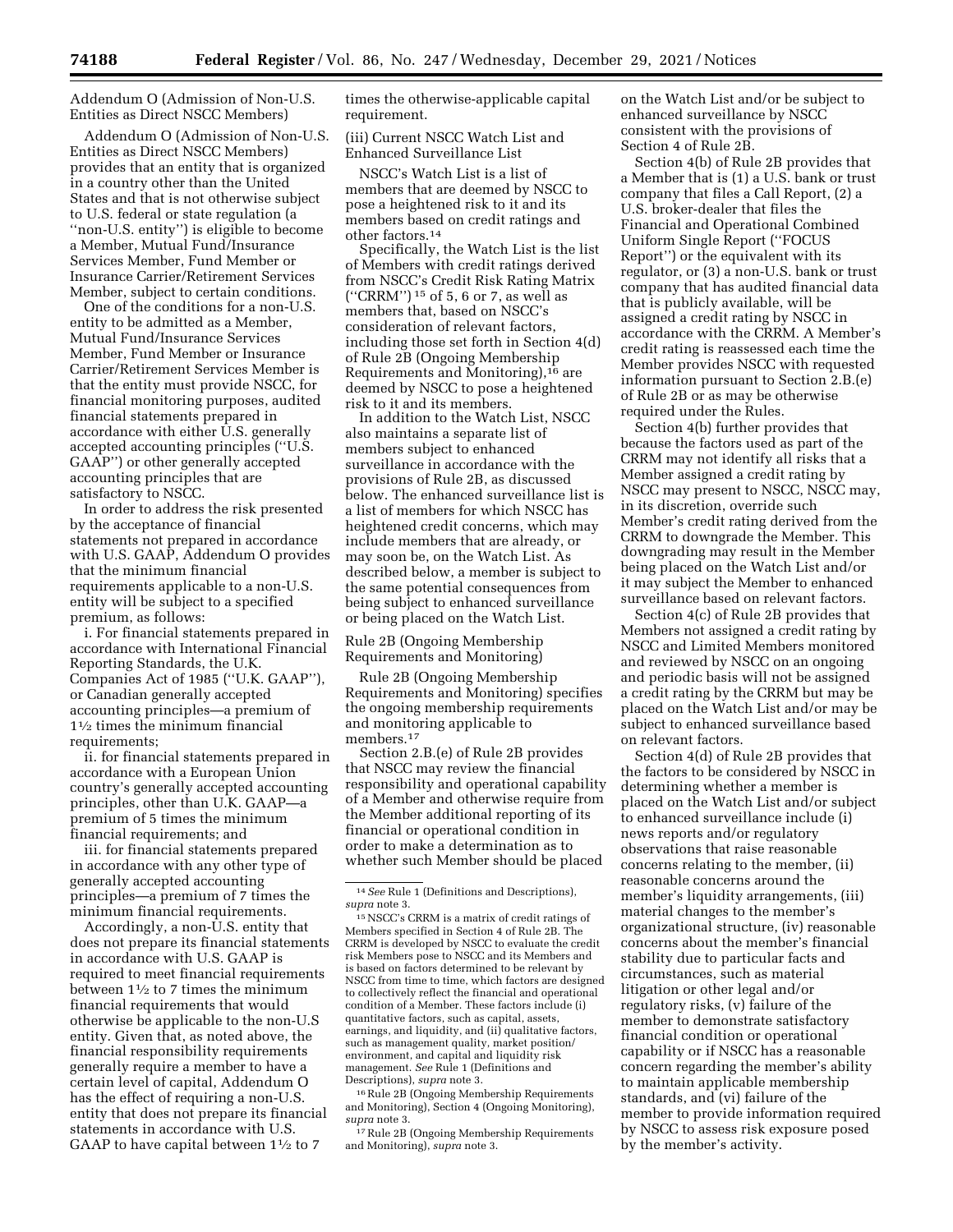Addendum O (Admission of Non-U.S. Entities as Direct NSCC Members)

Addendum O (Admission of Non-U.S. Entities as Direct NSCC Members) provides that an entity that is organized in a country other than the United States and that is not otherwise subject to U.S. federal or state regulation (a ''non-U.S. entity'') is eligible to become a Member, Mutual Fund/Insurance Services Member, Fund Member or Insurance Carrier/Retirement Services Member, subject to certain conditions.

One of the conditions for a non-U.S. entity to be admitted as a Member, Mutual Fund/Insurance Services Member, Fund Member or Insurance Carrier/Retirement Services Member is that the entity must provide NSCC, for financial monitoring purposes, audited financial statements prepared in accordance with either U.S. generally accepted accounting principles (''U.S. GAAP'') or other generally accepted accounting principles that are satisfactory to NSCC.

In order to address the risk presented by the acceptance of financial statements not prepared in accordance with U.S. GAAP, Addendum O provides that the minimum financial requirements applicable to a non-U.S. entity will be subject to a specified premium, as follows:

i. For financial statements prepared in accordance with International Financial Reporting Standards, the U.K. Companies Act of 1985 (''U.K. GAAP''), or Canadian generally accepted accounting principles—a premium of 1½ times the minimum financial requirements;

ii. for financial statements prepared in accordance with a European Union country's generally accepted accounting principles, other than U.K. GAAP—a premium of 5 times the minimum financial requirements; and

iii. for financial statements prepared in accordance with any other type of generally accepted accounting principles—a premium of 7 times the minimum financial requirements.

Accordingly, a non-U.S. entity that does not prepare its financial statements in accordance with U.S. GAAP is required to meet financial requirements between 1½ to 7 times the minimum financial requirements that would otherwise be applicable to the non-U.S entity. Given that, as noted above, the financial responsibility requirements generally require a member to have a certain level of capital, Addendum O has the effect of requiring a non-U.S. entity that does not prepare its financial statements in accordance with U.S. GAAP to have capital between 1½ to 7 times the otherwise-applicable capital requirement.

(iii) Current NSCC Watch List and Enhanced Surveillance List

NSCC's Watch List is a list of members that are deemed by NSCC to pose a heightened risk to it and its members based on credit ratings and other factors.[14]

Specifically, the Watch List is the list of Members with credit ratings derived from NSCC's Credit Risk Rating Matrix (''CRRM'')[15] of 5, 6 or 7, as well as members that, based on NSCC's consideration of relevant factors, including those set forth in Section 4(d) of Rule 2B (Ongoing Membership Requirements and Monitoring),[16] are deemed by NSCC to pose a heightened risk to it and its members.

In addition to the Watch List, NSCC also maintains a separate list of members subject to enhanced surveillance in accordance with the provisions of Rule 2B, as discussed below. The enhanced surveillance list is a list of members for which NSCC has heightened credit concerns, which may include members that are already, or may soon be, on the Watch List. As described below, a member is subject to the same potential consequences from being subject to enhanced surveillance or being placed on the Watch List.

Rule 2B (Ongoing Membership Requirements and Monitoring)

Rule 2B (Ongoing Membership Requirements and Monitoring) specifies the ongoing membership requirements and monitoring applicable to members.[17]

Section 2.B.(e) of Rule 2B provides that NSCC may review the financial responsibility and operational capability of a Member and otherwise require from the Member additional reporting of its financial or operational condition in order to make a determination as to whether such Member should be placed on the Watch List and/or be subject to enhanced surveillance by NSCC consistent with the provisions of Section 4 of Rule 2B.

Section 4(b) of Rule 2B provides that a Member that is (1) a U.S. bank or trust company that files a Call Report, (2) a U.S. broker-dealer that files the Financial and Operational Combined Uniform Single Report (''FOCUS Report'') or the equivalent with its regulator, or (3) a non-U.S. bank or trust company that has audited financial data that is publicly available, will be assigned a credit rating by NSCC in accordance with the CRRM. A Member's credit rating is reassessed each time the Member provides NSCC with requested information pursuant to Section 2.B.(e) of Rule 2B or as may be otherwise required under the Rules.

Section 4(b) further provides that because the factors used as part of the CRRM may not identify all risks that a Member assigned a credit rating by NSCC may present to NSCC, NSCC may, in its discretion, override such Member's credit rating derived from the CRRM to downgrade the Member. This downgrading may result in the Member being placed on the Watch List and/or it may subject the Member to enhanced surveillance based on relevant factors.

Section 4(c) of Rule 2B provides that Members not assigned a credit rating by NSCC and Limited Members monitored and reviewed by NSCC on an ongoing and periodic basis will not be assigned a credit rating by the CRRM but may be placed on the Watch List and/or may be subject to enhanced surveillance based on relevant factors.

Section 4(d) of Rule 2B provides that the factors to be considered by NSCC in determining whether a member is placed on the Watch List and/or subject to enhanced surveillance include (i) news reports and/or regulatory observations that raise reasonable concerns relating to the member, (ii) reasonable concerns around the member's liquidity arrangements, (iii) material changes to the member's organizational structure, (iv) reasonable concerns about the member's financial stability due to particular facts and circumstances, such as material litigation or other legal and/or regulatory risks, (v) failure of the member to demonstrate satisfactory financial condition or operational capability or if NSCC has a reasonable concern regarding the member's ability to maintain applicable membership standards, and (vi) failure of the member to provide information required by NSCC to assess risk exposure posed by the member's activity.

---

[14] *See* Rule 1 (Definitions and Descriptions), *supra* note 3.

[15] NSCC's CRRM is a matrix of credit ratings of Members specified in Section 4 of Rule 2B. The CRRM is developed by NSCC to evaluate the credit risk Members pose to NSCC and its Members and is based on factors determined to be relevant by NSCC from time to time, which factors are designed to collectively reflect the financial and operational condition of a Member. These factors include (i) quantitative factors, such as capital, assets, earnings, and liquidity, and (ii) qualitative factors, such as management quality, market position/environment, and capital and liquidity risk management. *See* Rule 1 (Definitions and Descriptions), *supra* note 3.

[16] Rule 2B (Ongoing Membership Requirements and Monitoring), Section 4 (Ongoing Monitoring), *supra* note 3.

[17] Rule 2B (Ongoing Membership Requirements and Monitoring), *supra* note 3.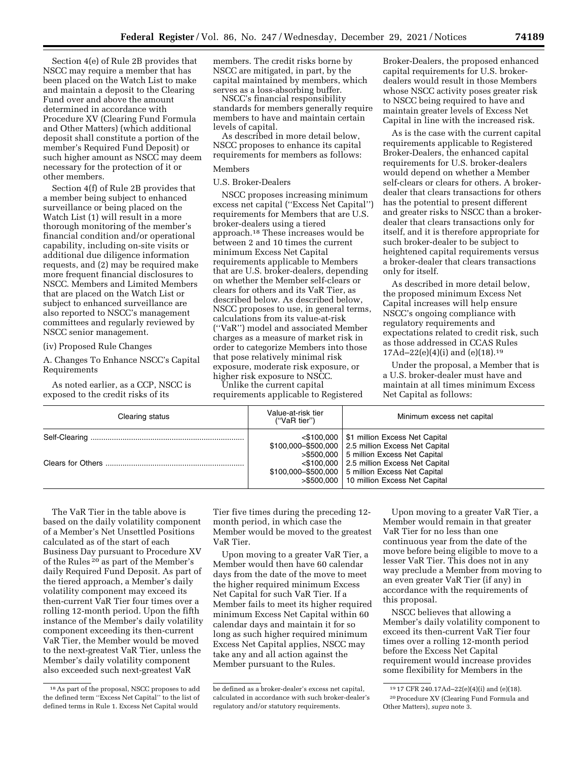Section 4(e) of Rule 2B provides that NSCC may require a member that has been placed on the Watch List to make and maintain a deposit to the Clearing Fund over and above the amount determined in accordance with Procedure XV (Clearing Fund Formula and Other Matters) (which additional deposit shall constitute a portion of the member's Required Fund Deposit) or such higher amount as NSCC may deem necessary for the protection of it or other members.

Section 4(f) of Rule 2B provides that a member being subject to enhanced surveillance or being placed on the Watch List (1) will result in a more thorough monitoring of the member's financial condition and/or operational capability, including on-site visits or additional due diligence information requests, and (2) may be required make more frequent financial disclosures to NSCC. Members and Limited Members that are placed on the Watch List or subject to enhanced surveillance are also reported to NSCC's management committees and regularly reviewed by NSCC senior management.

(iv) Proposed Rule Changes

A. Changes To Enhance NSCC's Capital Requirements

As noted earlier, as a CCP, NSCC is exposed to the credit risks of its members. The credit risks borne by NSCC are mitigated, in part, by the capital maintained by members, which serves as a loss-absorbing buffer.

NSCC's financial responsibility standards for members generally require members to have and maintain certain levels of capital.

As described in more detail below, NSCC proposes to enhance its capital requirements for members as follows:

Members

U.S. Broker-Dealers

NSCC proposes increasing minimum excess net capital (''Excess Net Capital'') requirements for Members that are U.S. broker-dealers using a tiered approach.[18] These increases would be between 2 and 10 times the current minimum Excess Net Capital requirements applicable to Members that are U.S. broker-dealers, depending on whether the Member self-clears or clears for others and its VaR Tier, as described below. As described below, NSCC proposes to use, in general terms, calculations from its value-at-risk (''VaR'') model and associated Member charges as a measure of market risk in order to categorize Members into those that pose relatively minimal risk exposure, moderate risk exposure, or higher risk exposure to NSCC.

Unlike the current capital requirements applicable to Registered Broker-Dealers, the proposed enhanced capital requirements for U.S. broker-dealers would result in those Members whose NSCC activity poses greater risk to NSCC being required to have and maintain greater levels of Excess Net Capital in line with the increased risk.

As is the case with the current capital requirements applicable to Registered Broker-Dealers, the enhanced capital requirements for U.S. broker-dealers would depend on whether a Member self-clears or clears for others. A broker-dealer that clears transactions for others has the potential to present different and greater risks to NSCC than a broker-dealer that clears transactions only for itself, and it is therefore appropriate for such broker-dealer to be subject to heightened capital requirements versus a broker-dealer that clears transactions only for itself.

As described in more detail below, the proposed minimum Excess Net Capital increases will help ensure NSCC's ongoing compliance with regulatory requirements and expectations related to credit risk, such as those addressed in CCAS Rules 17Ad–22(e)(4)(i) and (e)(18).[19]

Under the proposal, a Member that is a U.S. broker-dealer must have and maintain at all times minimum Excess Net Capital as follows:

| Clearing status | Value-at-risk tier (''VaR tier'') | Minimum excess net capital |
|---|---|---|
| Self-Clearing | <$100,000 | $1 million Excess Net Capital |
| | $100,000–$500,000 | 2.5 million Excess Net Capital |
| | >$500,000 | 5 million Excess Net Capital |
| Clears for Others | <$100,000 | 2.5 million Excess Net Capital |
| | $100,000–$500,000 | 5 million Excess Net Capital |
| | >$500,000 | 10 million Excess Net Capital |

The VaR Tier in the table above is based on the daily volatility component of a Member's Net Unsettled Positions calculated as of the start of each Business Day pursuant to Procedure XV of the Rules[20] as part of the Member's daily Required Fund Deposit. As part of the tiered approach, a Member's daily volatility component may exceed its then-current VaR Tier four times over a rolling 12-month period. Upon the fifth instance of the Member's daily volatility component exceeding its then-current VaR Tier, the Member would be moved to the next-greatest VaR Tier, unless the Member's daily volatility component also exceeded such next-greatest VaR Tier five times during the preceding 12-month period, in which case the Member would be moved to the greatest VaR Tier.

Upon moving to a greater VaR Tier, a Member would then have 60 calendar days from the date of the move to meet the higher required minimum Excess Net Capital for such VaR Tier. If a Member fails to meet its higher required minimum Excess Net Capital within 60 calendar days and maintain it for so long as such higher required minimum Excess Net Capital applies, NSCC may take any and all action against the Member pursuant to the Rules.

Upon moving to a greater VaR Tier, a Member would remain in that greater VaR Tier for no less than one continuous year from the date of the move before being eligible to move to a lesser VaR Tier. This does not in any way preclude a Member from moving to an even greater VaR Tier (if any) in accordance with the requirements of this proposal.

NSCC believes that allowing a Member's daily volatility component to exceed its then-current VaR Tier four times over a rolling 12-month period before the Excess Net Capital requirement would increase provides some flexibility for Members in the

---

[18] As part of the proposal, NSCC proposes to add the defined term ''Excess Net Capital'' to the list of defined terms in Rule 1. Excess Net Capital would be defined as a broker-dealer's excess net capital, calculated in accordance with such broker-dealer's regulatory and/or statutory requirements.

[19] 17 CFR 240.17Ad–22(e)(4)(i) and (e)(18).

[20] Procedure XV (Clearing Fund Formula and Other Matters), *supra* note 3.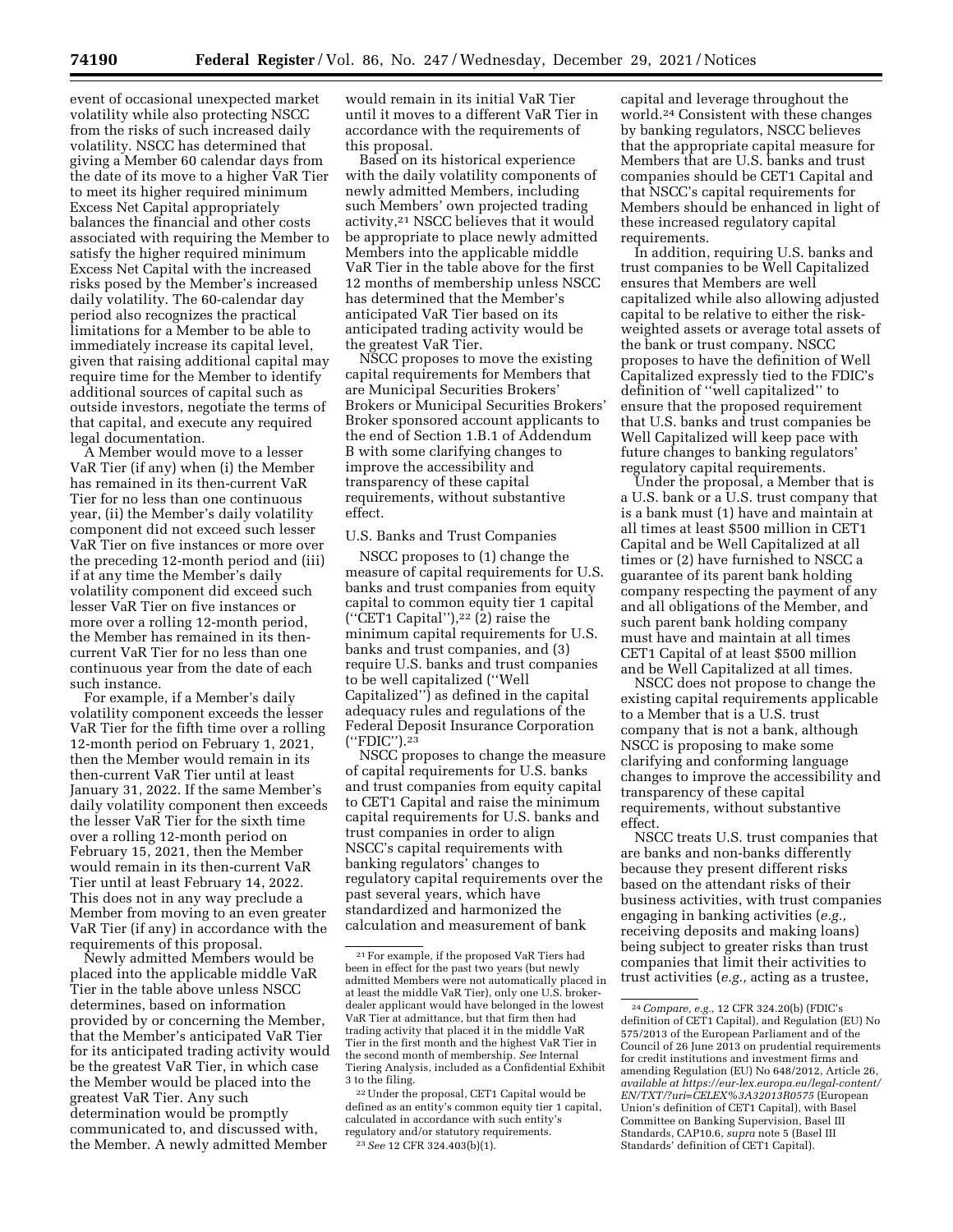event of occasional unexpected market volatility while also protecting NSCC from the risks of such increased daily volatility. NSCC has determined that giving a Member 60 calendar days from the date of its move to a higher VaR Tier to meet its higher required minimum Excess Net Capital appropriately balances the financial and other costs associated with requiring the Member to satisfy the higher required minimum Excess Net Capital with the increased risks posed by the Member's increased daily volatility. The 60-calendar day period also recognizes the practical limitations for a Member to be able to immediately increase its capital level, given that raising additional capital may require time for the Member to identify additional sources of capital such as outside investors, negotiate the terms of that capital, and execute any required legal documentation.

A Member would move to a lesser VaR Tier (if any) when (i) the Member has remained in its then-current VaR Tier for no less than one continuous year, (ii) the Member's daily volatility component did not exceed such lesser VaR Tier on five instances or more over the preceding 12-month period and (iii) if at any time the Member's daily volatility component did exceed such lesser VaR Tier on five instances or more over a rolling 12-month period, the Member has remained in its then-current VaR Tier for no less than one continuous year from the date of each such instance.

For example, if a Member's daily volatility component exceeds the lesser VaR Tier for the fifth time over a rolling 12-month period on February 1, 2021, then the Member would remain in its then-current VaR Tier until at least January 31, 2022. If the same Member's daily volatility component then exceeds the lesser VaR Tier for the sixth time over a rolling 12-month period on February 15, 2021, then the Member would remain in its then-current VaR Tier until at least February 14, 2022. This does not in any way preclude a Member from moving to an even greater VaR Tier (if any) in accordance with the requirements of this proposal.

Newly admitted Members would be placed into the applicable middle VaR Tier in the table above unless NSCC determines, based on information provided by or concerning the Member, that the Member's anticipated VaR Tier for its anticipated trading activity would be the greatest VaR Tier, in which case the Member would be placed into the greatest VaR Tier. Any such determination would be promptly communicated to, and discussed with, the Member. A newly admitted Member would remain in its initial VaR Tier until it moves to a different VaR Tier in accordance with the requirements of this proposal.

Based on its historical experience with the daily volatility components of newly admitted Members, including such Members' own projected trading activity,[21] NSCC believes that it would be appropriate to place newly admitted Members into the applicable middle VaR Tier in the table above for the first 12 months of membership unless NSCC has determined that the Member's anticipated VaR Tier based on its anticipated trading activity would be the greatest VaR Tier.

NSCC proposes to move the existing capital requirements for Members that are Municipal Securities Brokers' Brokers or Municipal Securities Brokers' Broker sponsored account applicants to the end of Section 1.B.1 of Addendum B with some clarifying changes to improve the accessibility and transparency of these capital requirements, without substantive effect.

U.S. Banks and Trust Companies

NSCC proposes to (1) change the measure of capital requirements for U.S. banks and trust companies from equity capital to common equity tier 1 capital ("CET1 Capital"),[22] (2) raise the minimum capital requirements for U.S. banks and trust companies, and (3) require U.S. banks and trust companies to be well capitalized ("Well Capitalized") as defined in the capital adequacy rules and regulations of the Federal Deposit Insurance Corporation ("FDIC").[23]

NSCC proposes to change the measure of capital requirements for U.S. banks and trust companies from equity capital to CET1 Capital and raise the minimum capital requirements for U.S. banks and trust companies in order to align NSCC's capital requirements with banking regulators' changes to regulatory capital requirements over the past several years, which have standardized and harmonized the calculation and measurement of bank capital and leverage throughout the world.[24] Consistent with these changes by banking regulators, NSCC believes that the appropriate capital measure for Members that are U.S. banks and trust companies should be CET1 Capital and that NSCC's capital requirements for Members should be enhanced in light of these increased regulatory capital requirements.

In addition, requiring U.S. banks and trust companies to be Well Capitalized ensures that Members are well capitalized while also allowing adjusted capital to be relative to either the risk-weighted assets or average total assets of the bank or trust company. NSCC proposes to have the definition of Well Capitalized expressly tied to the FDIC's definition of "well capitalized" to ensure that the proposed requirement that U.S. banks and trust companies be Well Capitalized will keep pace with future changes to banking regulators' regulatory capital requirements.

Under the proposal, a Member that is a U.S. bank or a U.S. trust company that is a bank must (1) have and maintain at all times at least $500 million in CET1 Capital and be Well Capitalized at all times or (2) have furnished to NSCC a guarantee of its parent bank holding company respecting the payment of any and all obligations of the Member, and such parent bank holding company must have and maintain at all times CET1 Capital of at least $500 million and be Well Capitalized at all times.

NSCC does not propose to change the existing capital requirements applicable to a Member that is a U.S. trust company that is not a bank, although NSCC is proposing to make some clarifying and conforming language changes to improve the accessibility and transparency of these capital requirements, without substantive effect.

NSCC treats U.S. trust companies that are banks and non-banks differently because they present different risks based on the attendant risks of their business activities, with trust companies engaging in banking activities (*e.g.,* receiving deposits and making loans) being subject to greater risks than trust companies that limit their activities to trust activities (*e.g.,* acting as a trustee,

---

[21] For example, if the proposed VaR Tiers had been in effect for the past two years (but newly admitted Members were not automatically placed in at least the middle VaR Tier), only one U.S. broker-dealer applicant would have belonged in the lowest VaR Tier at admittance, but that firm then had trading activity that placed it in the middle VaR Tier in the first month and the highest VaR Tier in the second month of membership. *See* Internal Tiering Analysis, included as a Confidential Exhibit 3 to the filing.

[22] Under the proposal, CET1 Capital would be defined as an entity's common equity tier 1 capital, calculated in accordance with such entity's regulatory and/or statutory requirements.

[23] *See* 12 CFR 324.403(b)(1).

[24] *Compare, e.g.,* 12 CFR 324.20(b) (FDIC's definition of CET1 Capital), and Regulation (EU) No 575/2013 of the European Parliament and of the Council of 26 June 2013 on prudential requirements for credit institutions and investment firms and amending Regulation (EU) No 648/2012, Article 26, *available at https://eur-lex.europa.eu/legal-content/EN/TXT/?uri=CELEX%3A32013R0575* (European Union's definition of CET1 Capital), with Basel Committee on Banking Supervision, Basel III Standards, CAP10.6, *supra* note 5 (Basel III Standards' definition of CET1 Capital).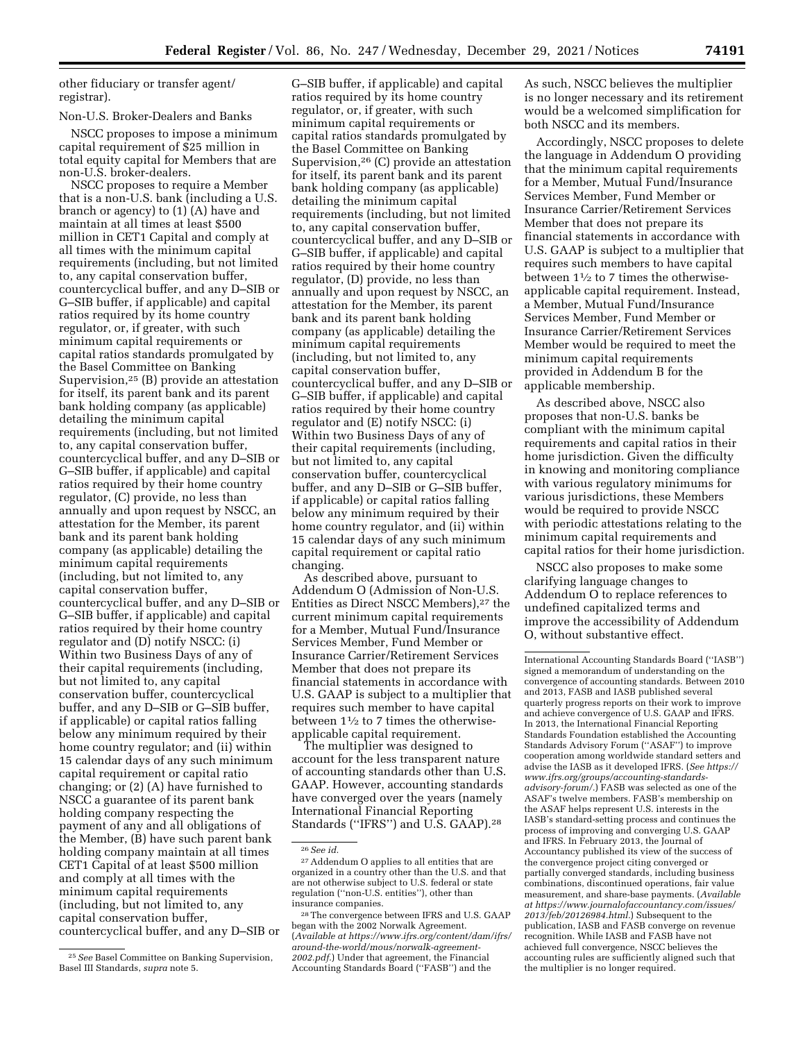other fiduciary or transfer agent/registrar).

Non-U.S. Broker-Dealers and Banks

NSCC proposes to impose a minimum capital requirement of $25 million in total equity capital for Members that are non-U.S. broker-dealers.

NSCC proposes to require a Member that is a non-U.S. bank (including a U.S. branch or agency) to (1) (A) have and maintain at all times at least $500 million in CET1 Capital and comply at all times with the minimum capital requirements (including, but not limited to, any capital conservation buffer, countercyclical buffer, and any D–SIB or G–SIB buffer, if applicable) and capital ratios required by its home country regulator, or, if greater, with such minimum capital requirements or capital ratios standards promulgated by the Basel Committee on Banking Supervision,[25] (B) provide an attestation for itself, its parent bank and its parent bank holding company (as applicable) detailing the minimum capital requirements (including, but not limited to, any capital conservation buffer, countercyclical buffer, and any D–SIB or G–SIB buffer, if applicable) and capital ratios required by their home country regulator, (C) provide, no less than annually and upon request by NSCC, an attestation for the Member, its parent bank and its parent bank holding company (as applicable) detailing the minimum capital requirements (including, but not limited to, any capital conservation buffer, countercyclical buffer, and any D–SIB or G–SIB buffer, if applicable) and capital ratios required by their home country regulator and (D) notify NSCC: (i) Within two Business Days of any of their capital requirements (including, but not limited to, any capital conservation buffer, countercyclical buffer, and any D–SIB or G–SIB buffer, if applicable) or capital ratios falling below any minimum required by their home country regulator; and (ii) within 15 calendar days of any such minimum capital requirement or capital ratio changing; or (2) (A) have furnished to NSCC a guarantee of its parent bank holding company respecting the payment of any and all obligations of the Member, (B) have such parent bank holding company maintain at all times CET1 Capital of at least $500 million and comply at all times with the minimum capital requirements (including, but not limited to, any capital conservation buffer, countercyclical buffer, and any D–SIB or G–SIB buffer, if applicable) and capital ratios required by its home country regulator, or, if greater, with such minimum capital requirements or capital ratios standards promulgated by the Basel Committee on Banking Supervision,[26] (C) provide an attestation for itself, its parent bank and its parent bank holding company (as applicable) detailing the minimum capital requirements (including, but not limited to, any capital conservation buffer, countercyclical buffer, and any D–SIB or G–SIB buffer, if applicable) and capital ratios required by their home country regulator, (D) provide, no less than annually and upon request by NSCC, an attestation for the Member, its parent bank and its parent bank holding company (as applicable) detailing the minimum capital requirements (including, but not limited to, any capital conservation buffer, countercyclical buffer, and any D–SIB or G–SIB buffer, if applicable) and capital ratios required by their home country regulator and (E) notify NSCC: (i) Within two Business Days of any of their capital requirements (including, but not limited to, any capital conservation buffer, countercyclical buffer, and any D–SIB or G–SIB buffer, if applicable) or capital ratios falling below any minimum required by their home country regulator, and (ii) within 15 calendar days of any such minimum capital requirement or capital ratio changing.

As described above, pursuant to Addendum O (Admission of Non-U.S. Entities as Direct NSCC Members),[27] the current minimum capital requirements for a Member, Mutual Fund/Insurance Services Member, Fund Member or Insurance Carrier/Retirement Services Member that does not prepare its financial statements in accordance with U.S. GAAP is subject to a multiplier that requires such member to have capital between 1½ to 7 times the otherwise-applicable capital requirement.

The multiplier was designed to account for the less transparent nature of accounting standards other than U.S. GAAP. However, accounting standards have converged over the years (namely International Financial Reporting Standards (''IFRS'') and U.S. GAAP).[28] As such, NSCC believes the multiplier is no longer necessary and its retirement would be a welcomed simplification for both NSCC and its members.

Accordingly, NSCC proposes to delete the language in Addendum O providing that the minimum capital requirements for a Member, Mutual Fund/Insurance Services Member, Fund Member or Insurance Carrier/Retirement Services Member that does not prepare its financial statements in accordance with U.S. GAAP is subject to a multiplier that requires such members to have capital between 1½ to 7 times the otherwise-applicable capital requirement. Instead, a Member, Mutual Fund/Insurance Services Member, Fund Member or Insurance Carrier/Retirement Services Member would be required to meet the minimum capital requirements provided in Addendum B for the applicable membership.

As described above, NSCC also proposes that non-U.S. banks be compliant with the minimum capital requirements and capital ratios in their home jurisdiction. Given the difficulty in knowing and monitoring compliance with various regulatory minimums for various jurisdictions, these Members would be required to provide NSCC with periodic attestations relating to the minimum capital requirements and capital ratios for their home jurisdiction.

NSCC also proposes to make some clarifying language changes to Addendum O to replace references to undefined capitalized terms and improve the accessibility of Addendum O, without substantive effect.

---

[25] *See* Basel Committee on Banking Supervision, Basel III Standards, *supra* note 5.

[26] *See id.*

[27] Addendum O applies to all entities that are organized in a country other than the U.S. and that are not otherwise subject to U.S. federal or state regulation (''non-U.S. entities''), other than insurance companies.

[28] The convergence between IFRS and U.S. GAAP began with the 2002 Norwalk Agreement. (*Available at https://www.ifrs.org/content/dam/ifrs/around-the-world/mous/norwalk-agreement-2002.pdf.*) Under that agreement, the Financial Accounting Standards Board (''FASB'') and the International Accounting Standards Board (''IASB'') signed a memorandum of understanding on the convergence of accounting standards. Between 2010 and 2013, FASB and IASB published several quarterly progress reports on their work to improve and achieve convergence of U.S. GAAP and IFRS. In 2013, the International Financial Reporting Standards Foundation established the Accounting Standards Advisory Forum (''ASAF'') to improve cooperation among worldwide standard setters and advise the IASB as it developed IFRS. (*See https://www.ifrs.org/groups/accounting-standards-advisory-forum/.*) FASB was selected as one of the ASAF's twelve members. FASB's membership on the ASAF helps represent U.S. interests in the IASB's standard-setting process and continues the process of improving and converging U.S. GAAP and IFRS. In February 2013, the Journal of Accountancy published its view of the success of the convergence project citing converged or partially converged standards, including business combinations, discontinued operations, fair value measurement, and share-base payments. (*Available at https://www.journalofaccountancy.com/issues/2013/feb/20126984.html.*) Subsequent to the publication, IASB and FASB converge on revenue recognition. While IASB and FASB have not achieved full convergence, NSCC believes the accounting rules are sufficiently aligned such that the multiplier is no longer required.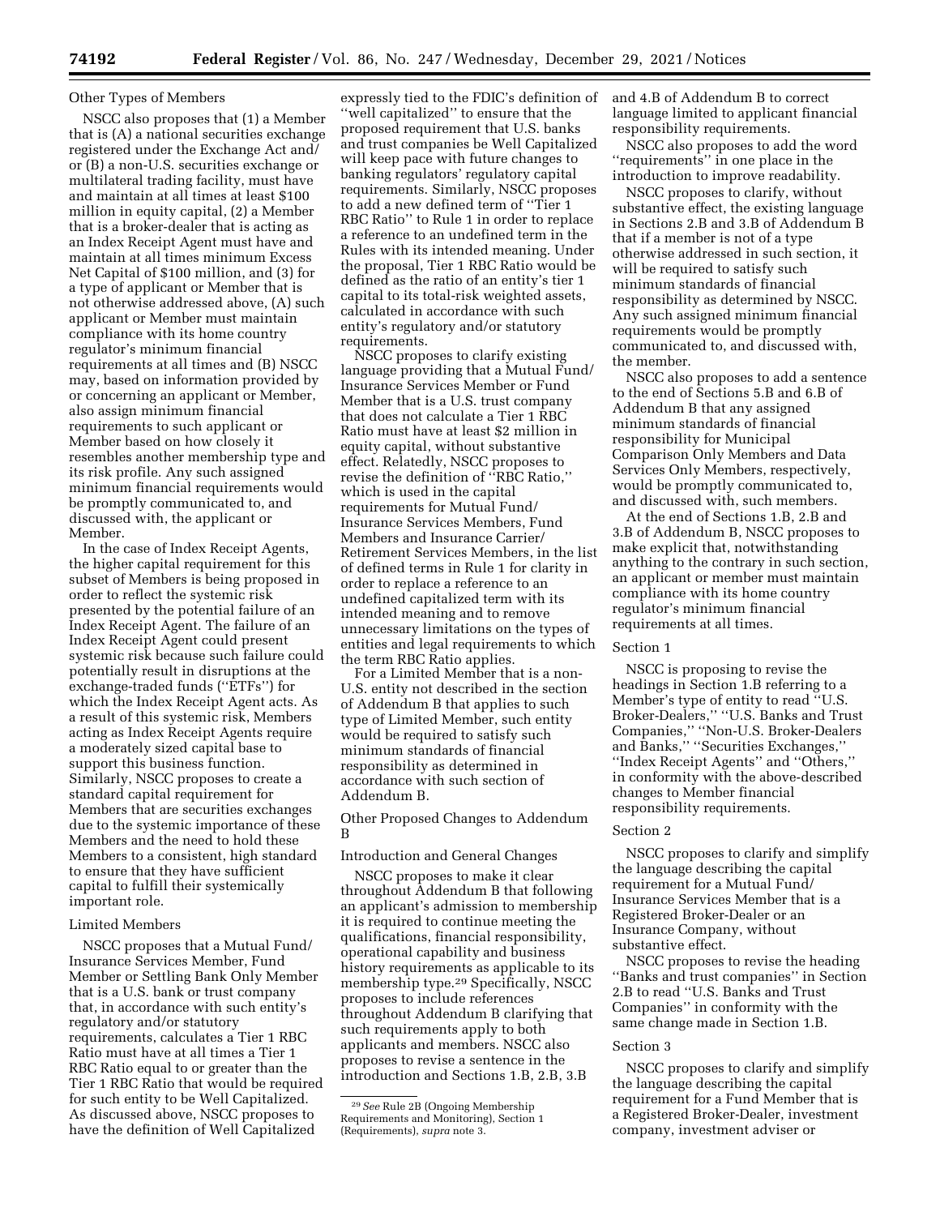### Other Types of Members

NSCC also proposes that (1) a Member that is (A) a national securities exchange registered under the Exchange Act and/or (B) a non-U.S. securities exchange or multilateral trading facility, must have and maintain at all times at least $100 million in equity capital, (2) a Member that is a broker-dealer that is acting as an Index Receipt Agent must have and maintain at all times minimum Excess Net Capital of $100 million, and (3) for a type of applicant or Member that is not otherwise addressed above, (A) such applicant or Member must maintain compliance with its home country regulator's minimum financial requirements at all times and (B) NSCC may, based on information provided by or concerning an applicant or Member, also assign minimum financial requirements to such applicant or Member based on how closely it resembles another membership type and its risk profile. Any such assigned minimum financial requirements would be promptly communicated to, and discussed with, the applicant or Member.

In the case of Index Receipt Agents, the higher capital requirement for this subset of Members is being proposed in order to reflect the systemic risk presented by the potential failure of an Index Receipt Agent. The failure of an Index Receipt Agent could present systemic risk because such failure could potentially result in disruptions at the exchange-traded funds ("ETFs") for which the Index Receipt Agent acts. As a result of this systemic risk, Members acting as Index Receipt Agents require a moderately sized capital base to support this business function. Similarly, NSCC proposes to create a standard capital requirement for Members that are securities exchanges due to the systemic importance of these Members and the need to hold these Members to a consistent, high standard to ensure that they have sufficient capital to fulfill their systemically important role.

### Limited Members

NSCC proposes that a Mutual Fund/Insurance Services Member, Fund Member or Settling Bank Only Member that is a U.S. bank or trust company that, in accordance with such entity's regulatory and/or statutory requirements, calculates a Tier 1 RBC Ratio must have at all times a Tier 1 RBC Ratio equal to or greater than the Tier 1 RBC Ratio that would be required for such entity to be Well Capitalized. As discussed above, NSCC proposes to have the definition of Well Capitalized expressly tied to the FDIC's definition of "well capitalized" to ensure that the proposed requirement that U.S. banks and trust companies be Well Capitalized will keep pace with future changes to banking regulators' regulatory capital requirements. Similarly, NSCC proposes to add a new defined term of "Tier 1 RBC Ratio" to Rule 1 in order to replace a reference to an undefined term in the Rules with its intended meaning. Under the proposal, Tier 1 RBC Ratio would be defined as the ratio of an entity's tier 1 capital to its total-risk weighted assets, calculated in accordance with such entity's regulatory and/or statutory requirements.

NSCC proposes to clarify existing language providing that a Mutual Fund/Insurance Services Member or Fund Member that is a U.S. trust company that does not calculate a Tier 1 RBC Ratio must have at least $2 million in equity capital, without substantive effect. Relatedly, NSCC proposes to revise the definition of "RBC Ratio," which is used in the capital requirements for Mutual Fund/Insurance Services Members, Fund Members and Insurance Carrier/Retirement Services Members, in the list of defined terms in Rule 1 for clarity in order to replace a reference to an undefined capitalized term with its intended meaning and to remove unnecessary limitations on the types of entities and legal requirements to which the term RBC Ratio applies.

For a Limited Member that is a non-U.S. entity not described in the section of Addendum B that applies to such type of Limited Member, such entity would be required to satisfy such minimum standards of financial responsibility as determined in accordance with such section of Addendum B.

### Other Proposed Changes to Addendum B

#### Introduction and General Changes

NSCC proposes to make it clear throughout Addendum B that following an applicant's admission to membership it is required to continue meeting the qualifications, financial responsibility, operational capability and business history requirements as applicable to its membership type.[29] Specifically, NSCC proposes to include references throughout Addendum B clarifying that such requirements apply to both applicants and members. NSCC also proposes to revise a sentence in the introduction and Sections 1.B, 2.B, 3.B and 4.B of Addendum B to correct language limited to applicant financial responsibility requirements.

NSCC also proposes to add the word "requirements" in one place in the introduction to improve readability.

NSCC proposes to clarify, without substantive effect, the existing language in Sections 2.B and 3.B of Addendum B that if a member is not of a type otherwise addressed in such section, it will be required to satisfy such minimum standards of financial responsibility as determined by NSCC. Any such assigned minimum financial requirements would be promptly communicated to, and discussed with, the member.

NSCC also proposes to add a sentence to the end of Sections 5.B and 6.B of Addendum B that any assigned minimum standards of financial responsibility for Municipal Comparison Only Members and Data Services Only Members, respectively, would be promptly communicated to, and discussed with, such members.

At the end of Sections 1.B, 2.B and 3.B of Addendum B, NSCC proposes to make explicit that, notwithstanding anything to the contrary in such section, an applicant or member must maintain compliance with its home country regulator's minimum financial requirements at all times.

#### Section 1

NSCC is proposing to revise the headings in Section 1.B referring to a Member's type of entity to read "U.S. Broker-Dealers," "U.S. Banks and Trust Companies," "Non-U.S. Broker-Dealers and Banks," "Securities Exchanges," "Index Receipt Agents" and "Others," in conformity with the above-described changes to Member financial responsibility requirements.

#### Section 2

NSCC proposes to clarify and simplify the language describing the capital requirement for a Mutual Fund/Insurance Services Member that is a Registered Broker-Dealer or an Insurance Company, without substantive effect.

NSCC proposes to revise the heading "Banks and trust companies" in Section 2.B to read "U.S. Banks and Trust Companies" in conformity with the same change made in Section 1.B.

#### Section 3

NSCC proposes to clarify and simplify the language describing the capital requirement for a Fund Member that is a Registered Broker-Dealer, investment company, investment adviser or

---

[29] *See* Rule 2B (Ongoing Membership Requirements and Monitoring), Section 1 (Requirements), *supra* note 3.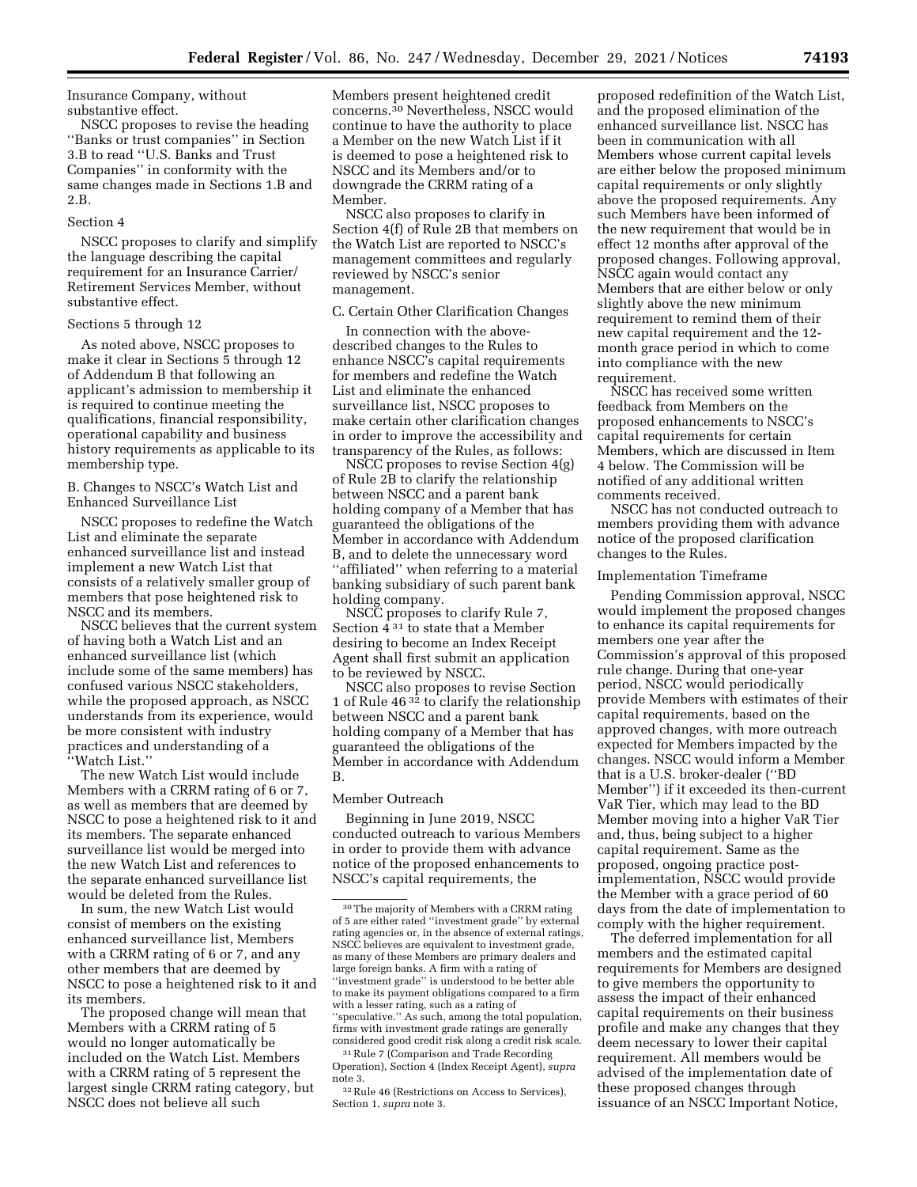Insurance Company, without substantive effect.

NSCC proposes to revise the heading ''Banks or trust companies'' in Section 3.B to read ''U.S. Banks and Trust Companies'' in conformity with the same changes made in Sections 1.B and 2.B.

Section 4

NSCC proposes to clarify and simplify the language describing the capital requirement for an Insurance Carrier/Retirement Services Member, without substantive effect.

Sections 5 through 12

As noted above, NSCC proposes to make it clear in Sections 5 through 12 of Addendum B that following an applicant's admission to membership it is required to continue meeting the qualifications, financial responsibility, operational capability and business history requirements as applicable to its membership type.

B. Changes to NSCC's Watch List and Enhanced Surveillance List

NSCC proposes to redefine the Watch List and eliminate the separate enhanced surveillance list and instead implement a new Watch List that consists of a relatively smaller group of members that pose heightened risk to NSCC and its members.

NSCC believes that the current system of having both a Watch List and an enhanced surveillance list (which include some of the same members) has confused various NSCC stakeholders, while the proposed approach, as NSCC understands from its experience, would be more consistent with industry practices and understanding of a ''Watch List.''

The new Watch List would include Members with a CRRM rating of 6 or 7, as well as members that are deemed by NSCC to pose a heightened risk to it and its members. The separate enhanced surveillance list would be merged into the new Watch List and references to the separate enhanced surveillance list would be deleted from the Rules.

In sum, the new Watch List would consist of members on the existing enhanced surveillance list, Members with a CRRM rating of 6 or 7, and any other members that are deemed by NSCC to pose a heightened risk to it and its members.

The proposed change will mean that Members with a CRRM rating of 5 would no longer automatically be included on the Watch List. Members with a CRRM rating of 5 represent the largest single CRRM rating category, but NSCC does not believe all such Members present heightened credit concerns.[30] Nevertheless, NSCC would continue to have the authority to place a Member on the new Watch List if it is deemed to pose a heightened risk to NSCC and its Members and/or to downgrade the CRRM rating of a Member.

NSCC also proposes to clarify in Section 4(f) of Rule 2B that members on the Watch List are reported to NSCC's management committees and regularly reviewed by NSCC's senior management.

C. Certain Other Clarification Changes

In connection with the above-described changes to the Rules to enhance NSCC's capital requirements for members and redefine the Watch List and eliminate the enhanced surveillance list, NSCC proposes to make certain other clarification changes in order to improve the accessibility and transparency of the Rules, as follows:

NSCC proposes to revise Section 4(g) of Rule 2B to clarify the relationship between NSCC and a parent bank holding company of a Member that has guaranteed the obligations of the Member in accordance with Addendum B, and to delete the unnecessary word ''affiliated'' when referring to a material banking subsidiary of such parent bank holding company.

NSCC proposes to clarify Rule 7, Section 4[31] to state that a Member desiring to become an Index Receipt Agent shall first submit an application to be reviewed by NSCC.

NSCC also proposes to revise Section 1 of Rule 46[32] to clarify the relationship between NSCC and a parent bank holding company of a Member that has guaranteed the obligations of the Member in accordance with Addendum B.

Member Outreach

Beginning in June 2019, NSCC conducted outreach to various Members in order to provide them with advance notice of the proposed enhancements to NSCC's capital requirements, the proposed redefinition of the Watch List, and the proposed elimination of the enhanced surveillance list. NSCC has been in communication with all Members whose current capital levels are either below the proposed minimum capital requirements or only slightly above the proposed requirements. Any such Members have been informed of the new requirement that would be in effect 12 months after approval of the proposed changes. Following approval, NSCC again would contact any Members that are either below or only slightly above the new minimum requirement to remind them of their new capital requirement and the 12-month grace period in which to come into compliance with the new requirement.

NSCC has received some written feedback from Members on the proposed enhancements to NSCC's capital requirements for certain Members, which are discussed in Item 4 below. The Commission will be notified of any additional written comments received.

NSCC has not conducted outreach to members providing them with advance notice of the proposed clarification changes to the Rules.

Implementation Timeframe

Pending Commission approval, NSCC would implement the proposed changes to enhance its capital requirements for members one year after the Commission's approval of this proposed rule change. During that one-year period, NSCC would periodically provide Members with estimates of their capital requirements, based on the approved changes, with more outreach expected for Members impacted by the changes. NSCC would inform a Member that is a U.S. broker-dealer (''BD Member'') if it exceeded its then-current VaR Tier, which may lead to the BD Member moving into a higher VaR Tier and, thus, being subject to a higher capital requirement. Same as the proposed, ongoing practice post-implementation, NSCC would provide the Member with a grace period of 60 days from the date of implementation to comply with the higher requirement.

The deferred implementation for all members and the estimated capital requirements for Members are designed to give members the opportunity to assess the impact of their enhanced capital requirements on their business profile and make any changes that they deem necessary to lower their capital requirement. All members would be advised of the implementation date of these proposed changes through issuance of an NSCC Important Notice,

[30] The majority of Members with a CRRM rating of 5 are either rated ''investment grade'' by external rating agencies or, in the absence of external ratings, NSCC believes are equivalent to investment grade, as many of these Members are primary dealers and large foreign banks. A firm with a rating of ''investment grade'' is understood to be better able to make its payment obligations compared to a firm with a lesser rating, such as a rating of ''speculative.'' As such, among the total population, firms with investment grade ratings are generally considered good credit risk along a credit risk scale.

[31] Rule 7 (Comparison and Trade Recording Operation), Section 4 (Index Receipt Agent), *supra* note 3.

[32] Rule 46 (Restrictions on Access to Services), Section 1, *supra* note 3.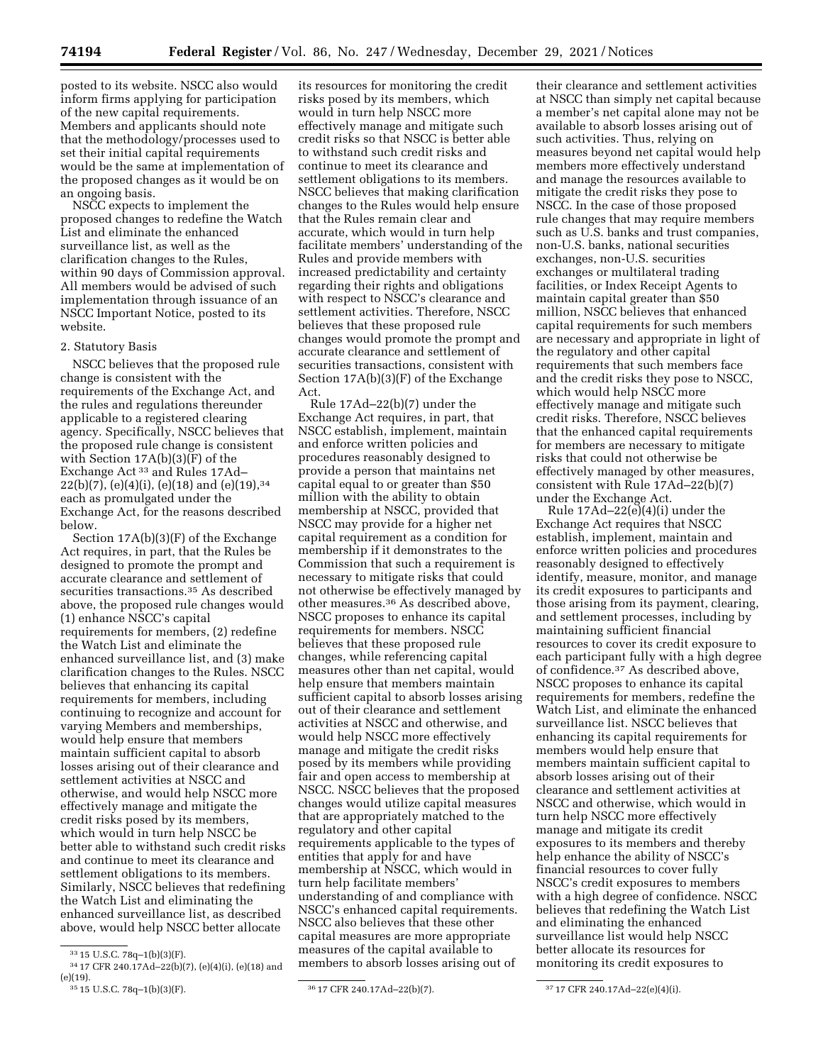posted to its website. NSCC also would inform firms applying for participation of the new capital requirements. Members and applicants should note that the methodology/processes used to set their initial capital requirements would be the same at implementation of the proposed changes as it would be on an ongoing basis.

NSCC expects to implement the proposed changes to redefine the Watch List and eliminate the enhanced surveillance list, as well as the clarification changes to the Rules, within 90 days of Commission approval. All members would be advised of such implementation through issuance of an NSCC Important Notice, posted to its website.

2. Statutory Basis

NSCC believes that the proposed rule change is consistent with the requirements of the Exchange Act, and the rules and regulations thereunder applicable to a registered clearing agency. Specifically, NSCC believes that the proposed rule change is consistent with Section 17A(b)(3)(F) of the Exchange Act [33] and Rules 17Ad–22(b)(7), (e)(4)(i), (e)(18) and (e)(19),[34] each as promulgated under the Exchange Act, for the reasons described below.

Section 17A(b)(3)(F) of the Exchange Act requires, in part, that the Rules be designed to promote the prompt and accurate clearance and settlement of securities transactions.[35] As described above, the proposed rule changes would (1) enhance NSCC's capital requirements for members, (2) redefine the Watch List and eliminate the enhanced surveillance list, and (3) make clarification changes to the Rules. NSCC believes that enhancing its capital requirements for members, including continuing to recognize and account for varying Members and memberships, would help ensure that members maintain sufficient capital to absorb losses arising out of their clearance and settlement activities at NSCC and otherwise, and would help NSCC more effectively manage and mitigate the credit risks posed by its members, which would in turn help NSCC be better able to withstand such credit risks and continue to meet its clearance and settlement obligations to its members. Similarly, NSCC believes that redefining the Watch List and eliminating the enhanced surveillance list, as described above, would help NSCC better allocate its resources for monitoring the credit risks posed by its members, which would in turn help NSCC more effectively manage and mitigate such credit risks so that NSCC is better able to withstand such credit risks and continue to meet its clearance and settlement obligations to its members. NSCC believes that making clarification changes to the Rules would help ensure that the Rules remain clear and accurate, which would in turn help facilitate members' understanding of the Rules and provide members with increased predictability and certainty regarding their rights and obligations with respect to NSCC's clearance and settlement activities. Therefore, NSCC believes that these proposed rule changes would promote the prompt and accurate clearance and settlement of securities transactions, consistent with Section 17A(b)(3)(F) of the Exchange Act.

Rule 17Ad–22(b)(7) under the Exchange Act requires, in part, that NSCC establish, implement, maintain and enforce written policies and procedures reasonably designed to provide a person that maintains net capital equal to or greater than $50 million with the ability to obtain membership at NSCC, provided that NSCC may provide for a higher net capital requirement as a condition for membership if it demonstrates to the Commission that such a requirement is necessary to mitigate risks that could not otherwise be effectively managed by other measures.[36] As described above, NSCC proposes to enhance its capital requirements for members. NSCC believes that these proposed rule changes, while referencing capital measures other than net capital, would help ensure that members maintain sufficient capital to absorb losses arising out of their clearance and settlement activities at NSCC and otherwise, and would help NSCC more effectively manage and mitigate the credit risks posed by its members while providing fair and open access to membership at NSCC. NSCC believes that the proposed changes would utilize capital measures that are appropriately matched to the regulatory and other capital requirements applicable to the types of entities that apply for and have membership at NSCC, which would in turn help facilitate members' understanding of and compliance with NSCC's enhanced capital requirements. NSCC also believes that these other capital measures are more appropriate measures of the capital available to members to absorb losses arising out of their clearance and settlement activities at NSCC than simply net capital because a member's net capital alone may not be available to absorb losses arising out of such activities. Thus, relying on measures beyond net capital would help members more effectively understand and manage the resources available to mitigate the credit risks they pose to NSCC. In the case of those proposed rule changes that may require members such as U.S. banks and trust companies, non-U.S. banks, national securities exchanges, non-U.S. securities exchanges or multilateral trading facilities, or Index Receipt Agents to maintain capital greater than $50 million, NSCC believes that enhanced capital requirements for such members are necessary and appropriate in light of the regulatory and other capital requirements that such members face and the credit risks they pose to NSCC, which would help NSCC more effectively manage and mitigate such credit risks. Therefore, NSCC believes that the enhanced capital requirements for members are necessary to mitigate risks that could not otherwise be effectively managed by other measures, consistent with Rule 17Ad–22(b)(7) under the Exchange Act.

Rule 17Ad–22(e)(4)(i) under the Exchange Act requires that NSCC establish, implement, maintain and enforce written policies and procedures reasonably designed to effectively identify, measure, monitor, and manage its credit exposures to participants and those arising from its payment, clearing, and settlement processes, including by maintaining sufficient financial resources to cover its credit exposure to each participant fully with a high degree of confidence.[37] As described above, NSCC proposes to enhance its capital requirements for members, redefine the Watch List, and eliminate the enhanced surveillance list. NSCC believes that enhancing its capital requirements for members would help ensure that members maintain sufficient capital to absorb losses arising out of their clearance and settlement activities at NSCC and otherwise, which would in turn help NSCC more effectively manage and mitigate its credit exposures to its members and thereby help enhance the ability of NSCC's financial resources to cover fully NSCC's credit exposures to members with a high degree of confidence. NSCC believes that redefining the Watch List and eliminating the enhanced surveillance list would help NSCC better allocate its resources for monitoring its credit exposures to

---

[33] 15 U.S.C. 78q–1(b)(3)(F).

[34] 17 CFR 240.17Ad–22(b)(7), (e)(4)(i), (e)(18) and (e)(19).

[35] 15 U.S.C. 78q–1(b)(3)(F).

[36] 17 CFR 240.17Ad–22(b)(7).

[37] 17 CFR 240.17Ad–22(e)(4)(i).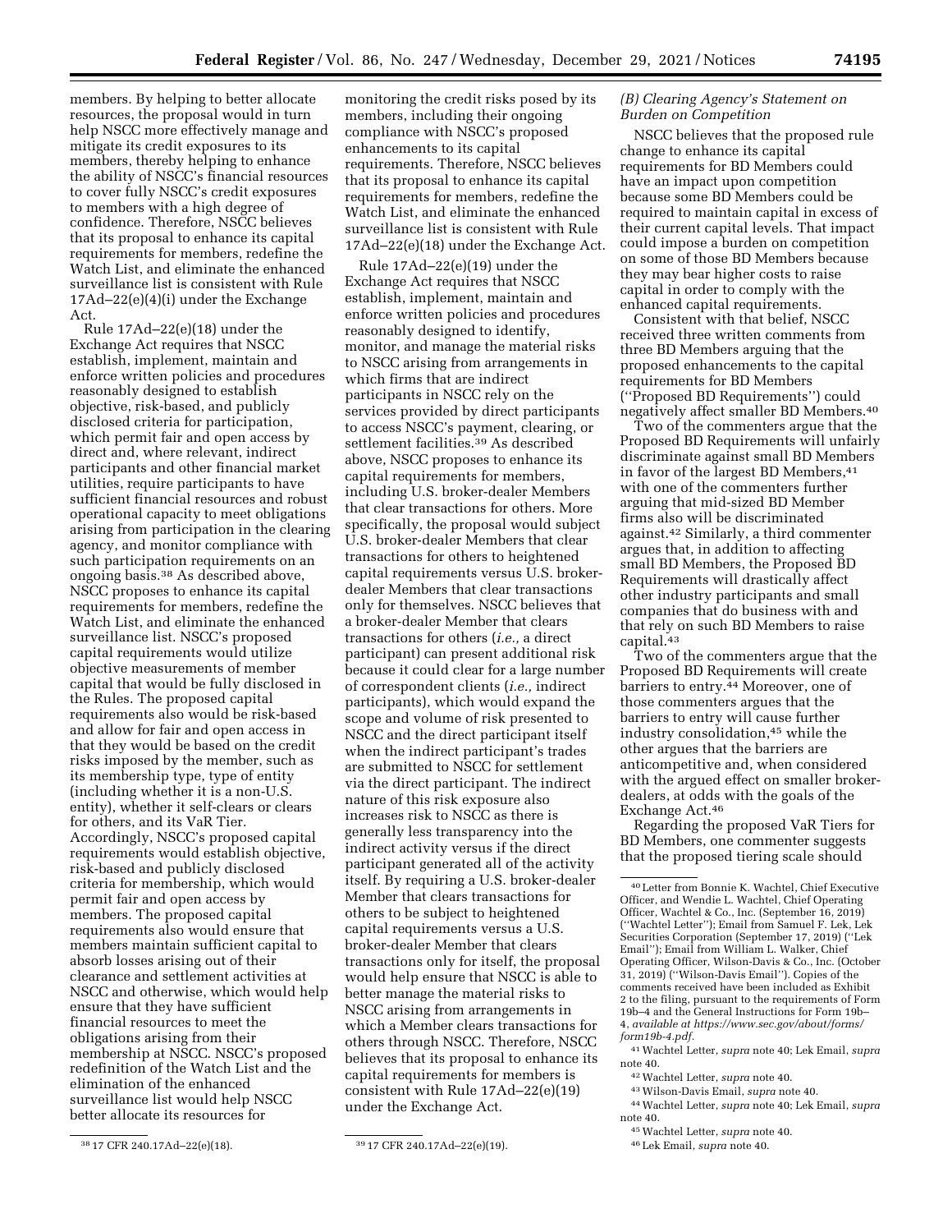members. By helping to better allocate resources, the proposal would in turn help NSCC more effectively manage and mitigate its credit exposures to its members, thereby helping to enhance the ability of NSCC's financial resources to cover fully NSCC's credit exposures to members with a high degree of confidence. Therefore, NSCC believes that its proposal to enhance its capital requirements for members, redefine the Watch List, and eliminate the enhanced surveillance list is consistent with Rule 17Ad–22(e)(4)(i) under the Exchange Act.

Rule 17Ad–22(e)(18) under the Exchange Act requires that NSCC establish, implement, maintain and enforce written policies and procedures reasonably designed to establish objective, risk-based, and publicly disclosed criteria for participation, which permit fair and open access by direct and, where relevant, indirect participants and other financial market utilities, require participants to have sufficient financial resources and robust operational capacity to meet obligations arising from participation in the clearing agency, and monitor compliance with such participation requirements on an ongoing basis.[38] As described above, NSCC proposes to enhance its capital requirements for members, redefine the Watch List, and eliminate the enhanced surveillance list. NSCC's proposed capital requirements would utilize objective measurements of member capital that would be fully disclosed in the Rules. The proposed capital requirements also would be risk-based and allow for fair and open access in that they would be based on the credit risks imposed by the member, such as its membership type, type of entity (including whether it is a non-U.S. entity), whether it self-clears or clears for others, and its VaR Tier. Accordingly, NSCC's proposed capital requirements would establish objective, risk-based and publicly disclosed criteria for membership, which would permit fair and open access by members. The proposed capital requirements also would ensure that members maintain sufficient capital to absorb losses arising out of their clearance and settlement activities at NSCC and otherwise, which would help ensure that they have sufficient financial resources to meet the obligations arising from their membership at NSCC. NSCC's proposed redefinition of the Watch List and the elimination of the enhanced surveillance list would help NSCC better allocate its resources for monitoring the credit risks posed by its members, including their ongoing compliance with NSCC's proposed enhancements to its capital requirements. Therefore, NSCC believes that its proposal to enhance its capital requirements for members, redefine the Watch List, and eliminate the enhanced surveillance list is consistent with Rule 17Ad–22(e)(18) under the Exchange Act.

Rule 17Ad–22(e)(19) under the Exchange Act requires that NSCC establish, implement, maintain and enforce written policies and procedures reasonably designed to identify, monitor, and manage the material risks to NSCC arising from arrangements in which firms that are indirect participants in NSCC rely on the services provided by direct participants to access NSCC's payment, clearing, or settlement facilities.[39] As described above, NSCC proposes to enhance its capital requirements for members, including U.S. broker-dealer Members that clear transactions for others. More specifically, the proposal would subject U.S. broker-dealer Members that clear transactions for others to heightened capital requirements versus U.S. broker-dealer Members that clear transactions only for themselves. NSCC believes that a broker-dealer Member that clears transactions for others (*i.e.,* a direct participant) can present additional risk because it could clear for a large number of correspondent clients (*i.e.,* indirect participants), which would expand the scope and volume of risk presented to NSCC and the direct participant itself when the indirect participant's trades are submitted to NSCC for settlement via the direct participant. The indirect nature of this risk exposure also increases risk to NSCC as there is generally less transparency into the indirect activity versus if the direct participant generated all of the activity itself. By requiring a U.S. broker-dealer Member that clears transactions for others to be subject to heightened capital requirements versus a U.S. broker-dealer Member that clears transactions only for itself, the proposal would help ensure that NSCC is able to better manage the material risks to NSCC arising from arrangements in which a Member clears transactions for others through NSCC. Therefore, NSCC believes that its proposal to enhance its capital requirements for members is consistent with Rule 17Ad–22(e)(19) under the Exchange Act.

*(B) Clearing Agency's Statement on Burden on Competition*

NSCC believes that the proposed rule change to enhance its capital requirements for BD Members could have an impact upon competition because some BD Members could be required to maintain capital in excess of their current capital levels. That impact could impose a burden on competition on some of those BD Members because they may bear higher costs to raise capital in order to comply with the enhanced capital requirements.

Consistent with that belief, NSCC received three written comments from three BD Members arguing that the proposed enhancements to the capital requirements for BD Members (''Proposed BD Requirements'') could negatively affect smaller BD Members.[40]

Two of the commenters argue that the Proposed BD Requirements will unfairly discriminate against small BD Members in favor of the largest BD Members,[41] with one of the commenters further arguing that mid-sized BD Member firms also will be discriminated against.[42] Similarly, a third commenter argues that, in addition to affecting small BD Members, the Proposed BD Requirements will drastically affect other industry participants and small companies that do business with and that rely on such BD Members to raise capital.[43]

Two of the commenters argue that the Proposed BD Requirements will create barriers to entry.[44] Moreover, one of those commenters argues that the barriers to entry will cause further industry consolidation,[45] while the other argues that the barriers are anticompetitive and, when considered with the argued effect on smaller broker-dealers, at odds with the goals of the Exchange Act.[46]

Regarding the proposed VaR Tiers for BD Members, one commenter suggests that the proposed tiering scale should

---

[38] 17 CFR 240.17Ad–22(e)(18).

[39] 17 CFR 240.17Ad–22(e)(19).

[40] Letter from Bonnie K. Wachtel, Chief Executive Officer, and Wendie L. Wachtel, Chief Operating Officer, Wachtel & Co., Inc. (September 16, 2019) (''Wachtel Letter''); Email from Samuel F. Lek, Lek Securities Corporation (September 17, 2019) (''Lek Email''); Email from William L. Walker, Chief Operating Officer, Wilson-Davis & Co., Inc. (October 31, 2019) (''Wilson-Davis Email''). Copies of the comments received have been included as Exhibit 2 to the filing, pursuant to the requirements of Form 19b–4 and the General Instructions for Form 19b–4, *available at https://www.sec.gov/about/forms/form19b-4.pdf.*

[41] Wachtel Letter, *supra* note 40; Lek Email, *supra* note 40.

[42] Wachtel Letter, *supra* note 40.

[43] Wilson-Davis Email, *supra* note 40.

[44] Wachtel Letter, *supra* note 40; Lek Email, *supra* note 40.

[45] Wachtel Letter, *supra* note 40.

[46] Lek Email, *supra* note 40.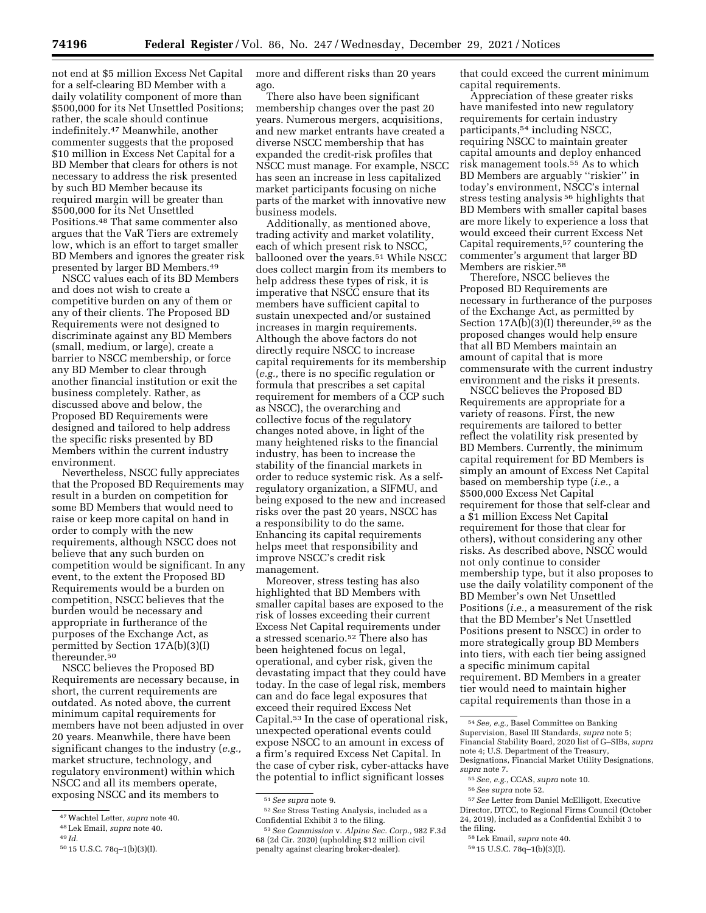not end at $5 million Excess Net Capital for a self-clearing BD Member with a daily volatility component of more than $500,000 for its Net Unsettled Positions; rather, the scale should continue indefinitely.[47] Meanwhile, another commenter suggests that the proposed $10 million in Excess Net Capital for a BD Member that clears for others is not necessary to address the risk presented by such BD Member because its required margin will be greater than $500,000 for its Net Unsettled Positions.[48] That same commenter also argues that the VaR Tiers are extremely low, which is an effort to target smaller BD Members and ignores the greater risk presented by larger BD Members.[49]

NSCC values each of its BD Members and does not wish to create a competitive burden on any of them or any of their clients. The Proposed BD Requirements were not designed to discriminate against any BD Members (small, medium, or large), create a barrier to NSCC membership, or force any BD Member to clear through another financial institution or exit the business completely. Rather, as discussed above and below, the Proposed BD Requirements were designed and tailored to help address the specific risks presented by BD Members within the current industry environment.

Nevertheless, NSCC fully appreciates that the Proposed BD Requirements may result in a burden on competition for some BD Members that would need to raise or keep more capital on hand in order to comply with the new requirements, although NSCC does not believe that any such burden on competition would be significant. In any event, to the extent the Proposed BD Requirements would be a burden on competition, NSCC believes that the burden would be necessary and appropriate in furtherance of the purposes of the Exchange Act, as permitted by Section 17A(b)(3)(I) thereunder.[50]

NSCC believes the Proposed BD Requirements are necessary because, in short, the current requirements are outdated. As noted above, the current minimum capital requirements for members have not been adjusted in over 20 years. Meanwhile, there have been significant changes to the industry (*e.g.,* market structure, technology, and regulatory environment) within which NSCC and all its members operate, exposing NSCC and its members to more and different risks than 20 years ago.

There also have been significant membership changes over the past 20 years. Numerous mergers, acquisitions, and new market entrants have created a diverse NSCC membership that has expanded the credit-risk profiles that NSCC must manage. For example, NSCC has seen an increase in less capitalized market participants focusing on niche parts of the market with innovative new business models.

Additionally, as mentioned above, trading activity and market volatility, each of which present risk to NSCC, ballooned over the years.[51] While NSCC does collect margin from its members to help address these types of risk, it is imperative that NSCC ensure that its members have sufficient capital to sustain unexpected and/or sustained increases in margin requirements. Although the above factors do not directly require NSCC to increase capital requirements for its membership (*e.g.,* there is no specific regulation or formula that prescribes a set capital requirement for members of a CCP such as NSCC), the overarching and collective focus of the regulatory changes noted above, in light of the many heightened risks to the financial industry, has been to increase the stability of the financial markets in order to reduce systemic risk. As a self-regulatory organization, a SIFMU, and being exposed to the new and increased risks over the past 20 years, NSCC has a responsibility to do the same. Enhancing its capital requirements helps meet that responsibility and improve NSCC's credit risk management.

Moreover, stress testing has also highlighted that BD Members with smaller capital bases are exposed to the risk of losses exceeding their current Excess Net Capital requirements under a stressed scenario.[52] There also has been heightened focus on legal, operational, and cyber risk, given the devastating impact that they could have today. In the case of legal risk, members can and do face legal exposures that exceed their required Excess Net Capital.[53] In the case of operational risk, unexpected operational events could expose NSCC to an amount in excess of a firm's required Excess Net Capital. In the case of cyber risk, cyber-attacks have the potential to inflict significant losses that could exceed the current minimum capital requirements.

Appreciation of these greater risks have manifested into new regulatory requirements for certain industry participants,[54] including NSCC, requiring NSCC to maintain greater capital amounts and deploy enhanced risk management tools.[55] As to which BD Members are arguably "riskier" in today's environment, NSCC's internal stress testing analysis[56] highlights that BD Members with smaller capital bases are more likely to experience a loss that would exceed their current Excess Net Capital requirements,[57] countering the commenter's argument that larger BD Members are riskier.[58]

Therefore, NSCC believes the Proposed BD Requirements are necessary in furtherance of the purposes of the Exchange Act, as permitted by Section 17A(b)(3)(I) thereunder,[59] as the proposed changes would help ensure that all BD Members maintain an amount of capital that is more commensurate with the current industry environment and the risks it presents.

NSCC believes the Proposed BD Requirements are appropriate for a variety of reasons. First, the new requirements are tailored to better reflect the volatility risk presented by BD Members. Currently, the minimum capital requirement for BD Members is simply an amount of Excess Net Capital based on membership type (*i.e.,* a $500,000 Excess Net Capital requirement for those that self-clear and a $1 million Excess Net Capital requirement for those that clear for others), without considering any other risks. As described above, NSCC would not only continue to consider membership type, but it also proposes to use the daily volatility component of the BD Member's own Net Unsettled Positions (*i.e.,* a measurement of the risk that the BD Member's Net Unsettled Positions present to NSCC) in order to more strategically group BD Members into tiers, with each tier being assigned a specific minimum capital requirement. BD Members in a greater tier would need to maintain higher capital requirements than those in a

---

[47] Wachtel Letter, *supra* note 40.

[48] Lek Email, *supra* note 40.

[49] *Id.*

[50] 15 U.S.C. 78q–1(b)(3)(I).

[51] *See supra* note 9.

[52] *See* Stress Testing Analysis, included as a Confidential Exhibit 3 to the filing.

[53] *See Commission* v. *Alpine Sec. Corp.,* 982 F.3d 68 (2d Cir. 2020) (upholding $12 million civil penalty against clearing broker-dealer).

[54] *See, e.g.,* Basel Committee on Banking Supervision, Basel III Standards, *supra* note 5; Financial Stability Board, 2020 list of G–SIBs, *supra* note 4; U.S. Department of the Treasury, Designations, Financial Market Utility Designations, *supra* note 7.

[55] *See, e.g.,* CCAS, *supra* note 10.

[56] *See supra* note 52.

[57] *See* Letter from Daniel McElligott, Executive Director, DTCC, to Regional Firms Council (October 24, 2019), included as a Confidential Exhibit 3 to the filing.

[58] Lek Email, *supra* note 40.

[59] 15 U.S.C. 78q–1(b)(3)(I).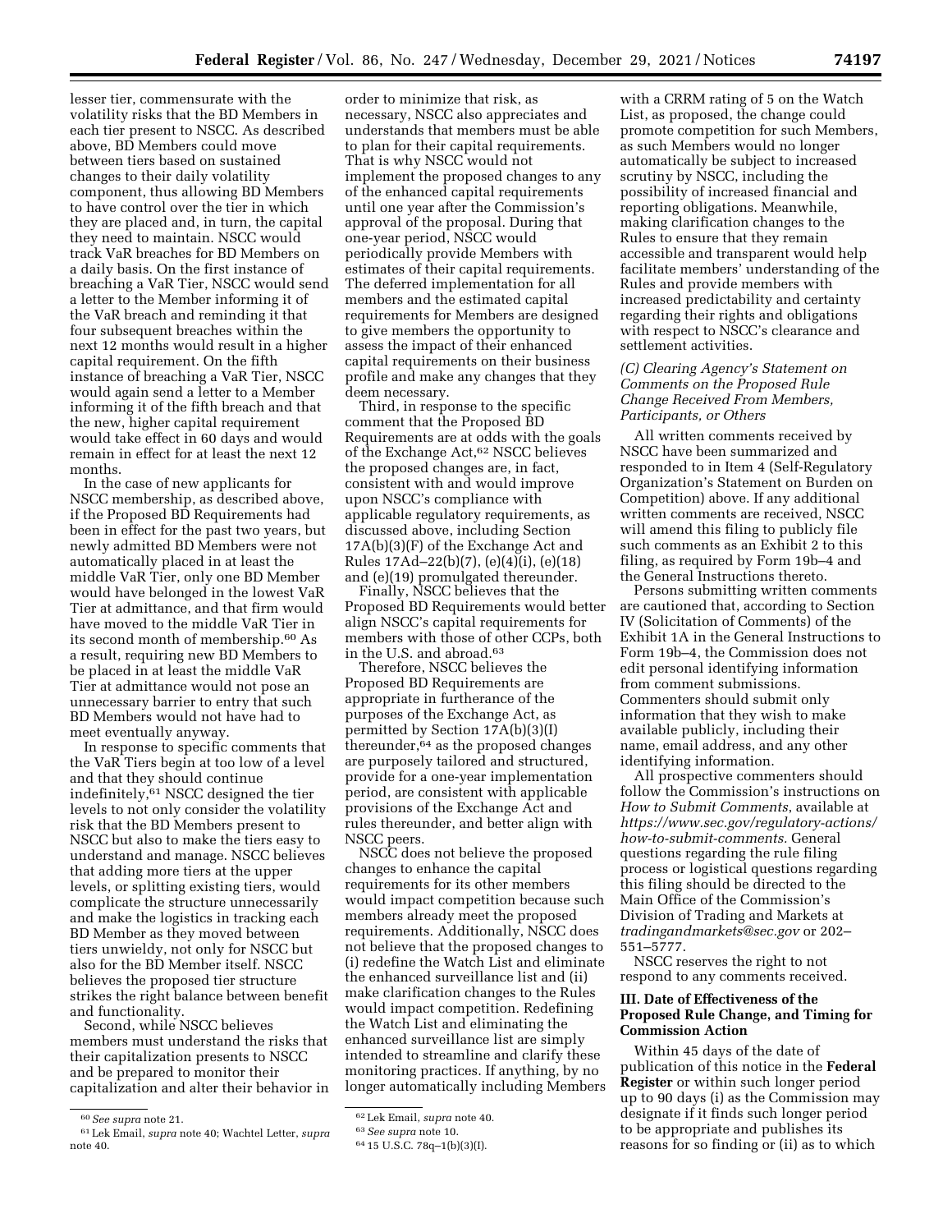lesser tier, commensurate with the volatility risks that the BD Members in each tier present to NSCC. As described above, BD Members could move between tiers based on sustained changes to their daily volatility component, thus allowing BD Members to have control over the tier in which they are placed and, in turn, the capital they need to maintain. NSCC would track VaR breaches for BD Members on a daily basis. On the first instance of breaching a VaR Tier, NSCC would send a letter to the Member informing it of the VaR breach and reminding it that four subsequent breaches within the next 12 months would result in a higher capital requirement. On the fifth instance of breaching a VaR Tier, NSCC would again send a letter to a Member informing it of the fifth breach and that the new, higher capital requirement would take effect in 60 days and would remain in effect for at least the next 12 months.

In the case of new applicants for NSCC membership, as described above, if the Proposed BD Requirements had been in effect for the past two years, but newly admitted BD Members were not automatically placed in at least the middle VaR Tier, only one BD Member would have belonged in the lowest VaR Tier at admittance, and that firm would have moved to the middle VaR Tier in its second month of membership.[60] As a result, requiring new BD Members to be placed in at least the middle VaR Tier at admittance would not pose an unnecessary barrier to entry that such BD Members would not have had to meet eventually anyway.

In response to specific comments that the VaR Tiers begin at too low of a level and that they should continue indefinitely,[61] NSCC designed the tier levels to not only consider the volatility risk that the BD Members present to NSCC but also to make the tiers easy to understand and manage. NSCC believes that adding more tiers at the upper levels, or splitting existing tiers, would complicate the structure unnecessarily and make the logistics in tracking each BD Member as they moved between tiers unwieldy, not only for NSCC but also for the BD Member itself. NSCC believes the proposed tier structure strikes the right balance between benefit and functionality.

Second, while NSCC believes members must understand the risks that their capitalization presents to NSCC and be prepared to monitor their capitalization and alter their behavior in order to minimize that risk, as necessary, NSCC also appreciates and understands that members must be able to plan for their capital requirements. That is why NSCC would not implement the proposed changes to any of the enhanced capital requirements until one year after the Commission's approval of the proposal. During that one-year period, NSCC would periodically provide Members with estimates of their capital requirements. The deferred implementation for all members and the estimated capital requirements for Members are designed to give members the opportunity to assess the impact of their enhanced capital requirements on their business profile and make any changes that they deem necessary.

Third, in response to the specific comment that the Proposed BD Requirements are at odds with the goals of the Exchange Act,[62] NSCC believes the proposed changes are, in fact, consistent with and would improve upon NSCC's compliance with applicable regulatory requirements, as discussed above, including Section 17A(b)(3)(F) of the Exchange Act and Rules 17Ad–22(b)(7), (e)(4)(i), (e)(18) and (e)(19) promulgated thereunder.

Finally, NSCC believes that the Proposed BD Requirements would better align NSCC's capital requirements for members with those of other CCPs, both in the U.S. and abroad.[63]

Therefore, NSCC believes the Proposed BD Requirements are appropriate in furtherance of the purposes of the Exchange Act, as permitted by Section 17A(b)(3)(I) thereunder,[64] as the proposed changes are purposely tailored and structured, provide for a one-year implementation period, are consistent with applicable provisions of the Exchange Act and rules thereunder, and better align with NSCC peers.

NSCC does not believe the proposed changes to enhance the capital requirements for its other members would impact competition because such members already meet the proposed requirements. Additionally, NSCC does not believe that the proposed changes to (i) redefine the Watch List and eliminate the enhanced surveillance list and (ii) make clarification changes to the Rules would impact competition. Redefining the Watch List and eliminating the enhanced surveillance list are simply intended to streamline and clarify these monitoring practices. If anything, by no longer automatically including Members with a CRRM rating of 5 on the Watch List, as proposed, the change could promote competition for such Members, as such Members would no longer automatically be subject to increased scrutiny by NSCC, including the possibility of increased financial and reporting obligations. Meanwhile, making clarification changes to the Rules to ensure that they remain accessible and transparent would help facilitate members' understanding of the Rules and provide members with increased predictability and certainty regarding their rights and obligations with respect to NSCC's clearance and settlement activities.

### *(C) Clearing Agency's Statement on Comments on the Proposed Rule Change Received From Members, Participants, or Others*

All written comments received by NSCC have been summarized and responded to in Item 4 (Self-Regulatory Organization's Statement on Burden on Competition) above. If any additional written comments are received, NSCC will amend this filing to publicly file such comments as an Exhibit 2 to this filing, as required by Form 19b–4 and the General Instructions thereto.

Persons submitting written comments are cautioned that, according to Section IV (Solicitation of Comments) of the Exhibit 1A in the General Instructions to Form 19b–4, the Commission does not edit personal identifying information from comment submissions. Commenters should submit only information that they wish to make available publicly, including their name, email address, and any other identifying information.

All prospective commenters should follow the Commission's instructions on *How to Submit Comments*, available at *https://www.sec.gov/regulatory-actions/how-to-submit-comments.* General questions regarding the rule filing process or logistical questions regarding this filing should be directed to the Main Office of the Commission's Division of Trading and Markets at *tradingandmarkets@sec.gov* or 202–551–5777.

NSCC reserves the right to not respond to any comments received.

## III. Date of Effectiveness of the Proposed Rule Change, and Timing for Commission Action

Within 45 days of the date of publication of this notice in the **Federal Register** or within such longer period up to 90 days (i) as the Commission may designate if it finds such longer period to be appropriate and publishes its reasons for so finding or (ii) as to which

---

[60] *See supra* note 21.

[61] Lek Email, *supra* note 40; Wachtel Letter, *supra* note 40.

[62] Lek Email, *supra* note 40.

[63] *See supra* note 10.

[64] 15 U.S.C. 78q–1(b)(3)(I).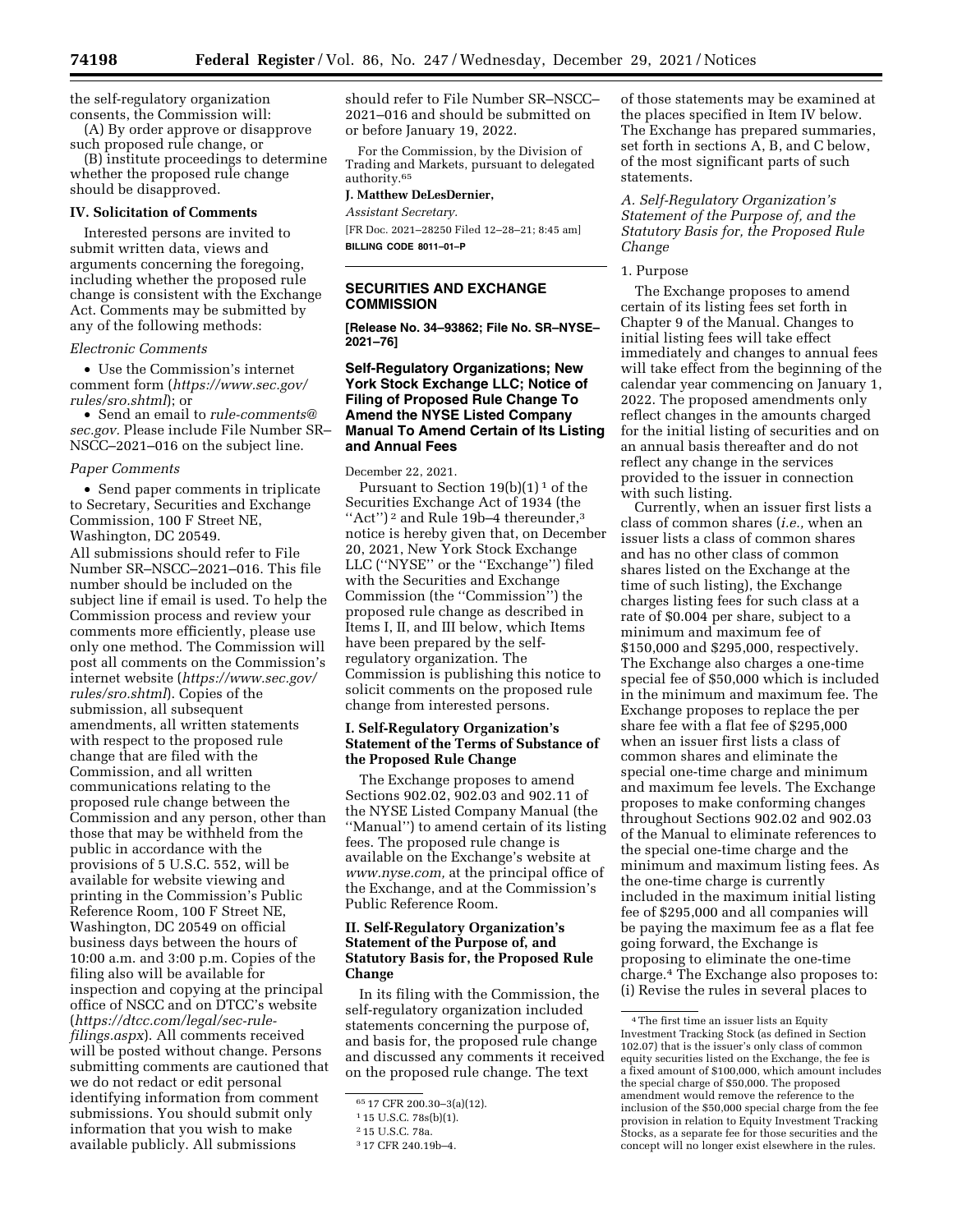the self-regulatory organization consents, the Commission will:

(A) By order approve or disapprove such proposed rule change, or

(B) institute proceedings to determine whether the proposed rule change should be disapproved.

## IV. Solicitation of Comments

Interested persons are invited to submit written data, views and arguments concerning the foregoing, including whether the proposed rule change is consistent with the Exchange Act. Comments may be submitted by any of the following methods:

*Electronic Comments*

• Use the Commission's internet comment form (*https://www.sec.gov/rules/sro.shtml*); or

• Send an email to *rule-comments@sec.gov.* Please include File Number SR–NSCC–2021–016 on the subject line.

*Paper Comments*

• Send paper comments in triplicate to Secretary, Securities and Exchange Commission, 100 F Street NE, Washington, DC 20549.

All submissions should refer to File Number SR–NSCC–2021–016. This file number should be included on the subject line if email is used. To help the Commission process and review your comments more efficiently, please use only one method. The Commission will post all comments on the Commission's internet website (*https://www.sec.gov/rules/sro.shtml*). Copies of the submission, all subsequent amendments, all written statements with respect to the proposed rule change that are filed with the Commission, and all written communications relating to the proposed rule change between the Commission and any person, other than those that may be withheld from the public in accordance with the provisions of 5 U.S.C. 552, will be available for website viewing and printing in the Commission's Public Reference Room, 100 F Street NE, Washington, DC 20549 on official business days between the hours of 10:00 a.m. and 3:00 p.m. Copies of the filing also will be available for inspection and copying at the principal office of NSCC and on DTCC's website (*https://dtcc.com/legal/sec-rule-filings.aspx*). All comments received will be posted without change. Persons submitting comments are cautioned that we do not redact or edit personal identifying information from comment submissions. You should submit only information that you wish to make available publicly. All submissions should refer to File Number SR–NSCC–2021–016 and should be submitted on or before January 19, 2022.

For the Commission, by the Division of Trading and Markets, pursuant to delegated authority.[65]

**J. Matthew DeLesDernier,**

*Assistant Secretary.*

[FR Doc. 2021–28250 Filed 12–28–21; 8:45 am]

**BILLING CODE 8011–01–P**

[65] 17 CFR 200.30–3(a)(12).

---

## SECURITIES AND EXCHANGE COMMISSION

**[Release No. 34–93862; File No. SR–NYSE–2021–76]**

## Self-Regulatory Organizations; New York Stock Exchange LLC; Notice of Filing of Proposed Rule Change To Amend the NYSE Listed Company Manual To Amend Certain of Its Listing and Annual Fees

December 22, 2021.

Pursuant to Section 19(b)(1)[1] of the Securities Exchange Act of 1934 (the "Act")[2] and Rule 19b–4 thereunder,[3] notice is hereby given that, on December 20, 2021, New York Stock Exchange LLC ("NYSE" or the "Exchange") filed with the Securities and Exchange Commission (the "Commission") the proposed rule change as described in Items I, II, and III below, which Items have been prepared by the self-regulatory organization. The Commission is publishing this notice to solicit comments on the proposed rule change from interested persons.

## I. Self-Regulatory Organization's Statement of the Terms of Substance of the Proposed Rule Change

The Exchange proposes to amend Sections 902.02, 902.03 and 902.11 of the NYSE Listed Company Manual (the "Manual") to amend certain of its listing fees. The proposed rule change is available on the Exchange's website at *www.nyse.com,* at the principal office of the Exchange, and at the Commission's Public Reference Room.

## II. Self-Regulatory Organization's Statement of the Purpose of, and Statutory Basis for, the Proposed Rule Change

In its filing with the Commission, the self-regulatory organization included statements concerning the purpose of, and basis for, the proposed rule change and discussed any comments it received on the proposed rule change. The text of those statements may be examined at the places specified in Item IV below. The Exchange has prepared summaries, set forth in sections A, B, and C below, of the most significant parts of such statements.

### *A. Self-Regulatory Organization's Statement of the Purpose of, and the Statutory Basis for, the Proposed Rule Change*

1. Purpose

The Exchange proposes to amend certain of its listing fees set forth in Chapter 9 of the Manual. Changes to initial listing fees will take effect immediately and changes to annual fees will take effect from the beginning of the calendar year commencing on January 1, 2022. The proposed amendments only reflect changes in the amounts charged for the initial listing of securities and on an annual basis thereafter and do not reflect any change in the services provided to the issuer in connection with such listing.

Currently, when an issuer first lists a class of common shares (*i.e.,* when an issuer lists a class of common shares and has no other class of common shares listed on the Exchange at the time of such listing), the Exchange charges listing fees for such class at a rate of $0.004 per share, subject to a minimum and maximum fee of $150,000 and $295,000, respectively. The Exchange also charges a one-time special fee of $50,000 which is included in the minimum and maximum fee. The Exchange proposes to replace the per share fee with a flat fee of $295,000 when an issuer first lists a class of common shares and eliminate the special one-time charge and minimum and maximum fee levels. The Exchange proposes to make conforming changes throughout Sections 902.02 and 902.03 of the Manual to eliminate references to the special one-time charge and the minimum and maximum listing fees. As the one-time charge is currently included in the maximum initial listing fee of $295,000 and all companies will be paying the maximum fee as a flat fee going forward, the Exchange is proposing to eliminate the one-time charge.[4] The Exchange also proposes to: (i) Revise the rules in several places to

[1] 15 U.S.C. 78s(b)(1).

[2] 15 U.S.C. 78a.

[3] 17 CFR 240.19b–4.

[4] The first time an issuer lists an Equity Investment Tracking Stock (as defined in Section 102.07) that is the issuer's only class of common equity securities listed on the Exchange, the fee is a fixed amount of $100,000, which amount includes the special charge of $50,000. The proposed amendment would remove the reference to the inclusion of the $50,000 special charge from the fee provision in relation to Equity Investment Tracking Stocks, as a separate fee for those securities and the concept will no longer exist elsewhere in the rules.